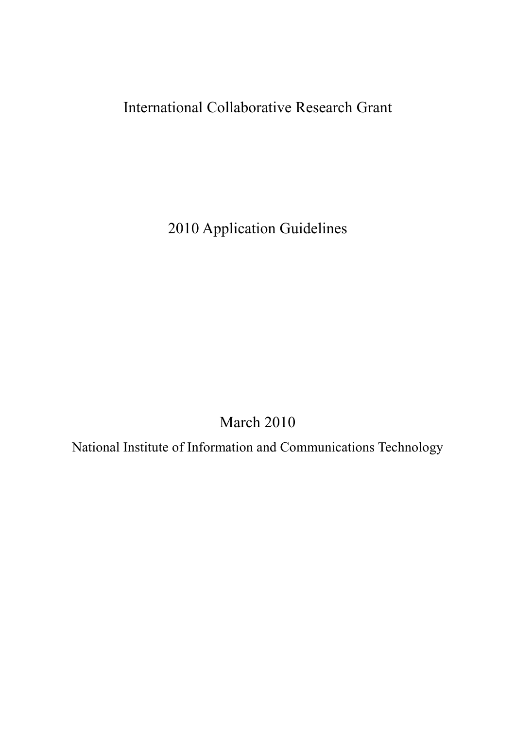# International Collaborative Research Grant

# 2010 Application Guidelines

March 2010

National Institute of Information and Communications Technology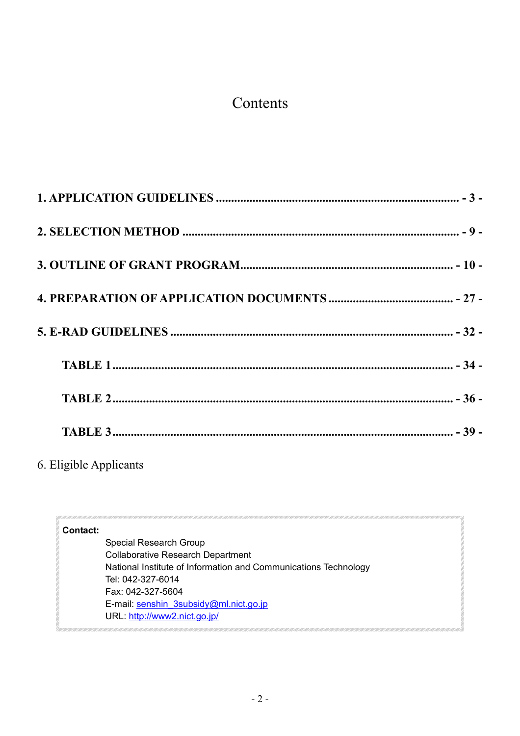# Contents

**1. APPLICATION GUIDELINES ........................................................................ - 3 -**

**2. SELECTION METHOD .............................................................................. - 9 -**

**3. OUTLINE OF GRANT PROGRAM.......................................................... - 10 -**

**4. PREPARATION OF APPLICATION DOCUMENTS .............................. - 27 -**

**5. E-RAD GUIDELINES .............................................................................. - 32 -**

**TABLE 1 ..................................................................................................... - 34 -**

**TABLE 2 ..................................................................................................... - 36 -**

**TABLE 3 ..................................................................................................... - 39 -**

6. Eligible Applicants

**Contact:**

Special Research Group
Collaborative Research Department
National Institute of Information and Communications Technology
Tel: 042-327-6014
Fax: 042-327-5604
E-mail: senshin_3subsidy@ml.nict.go.jp
URL: http://www2.nict.go.jp/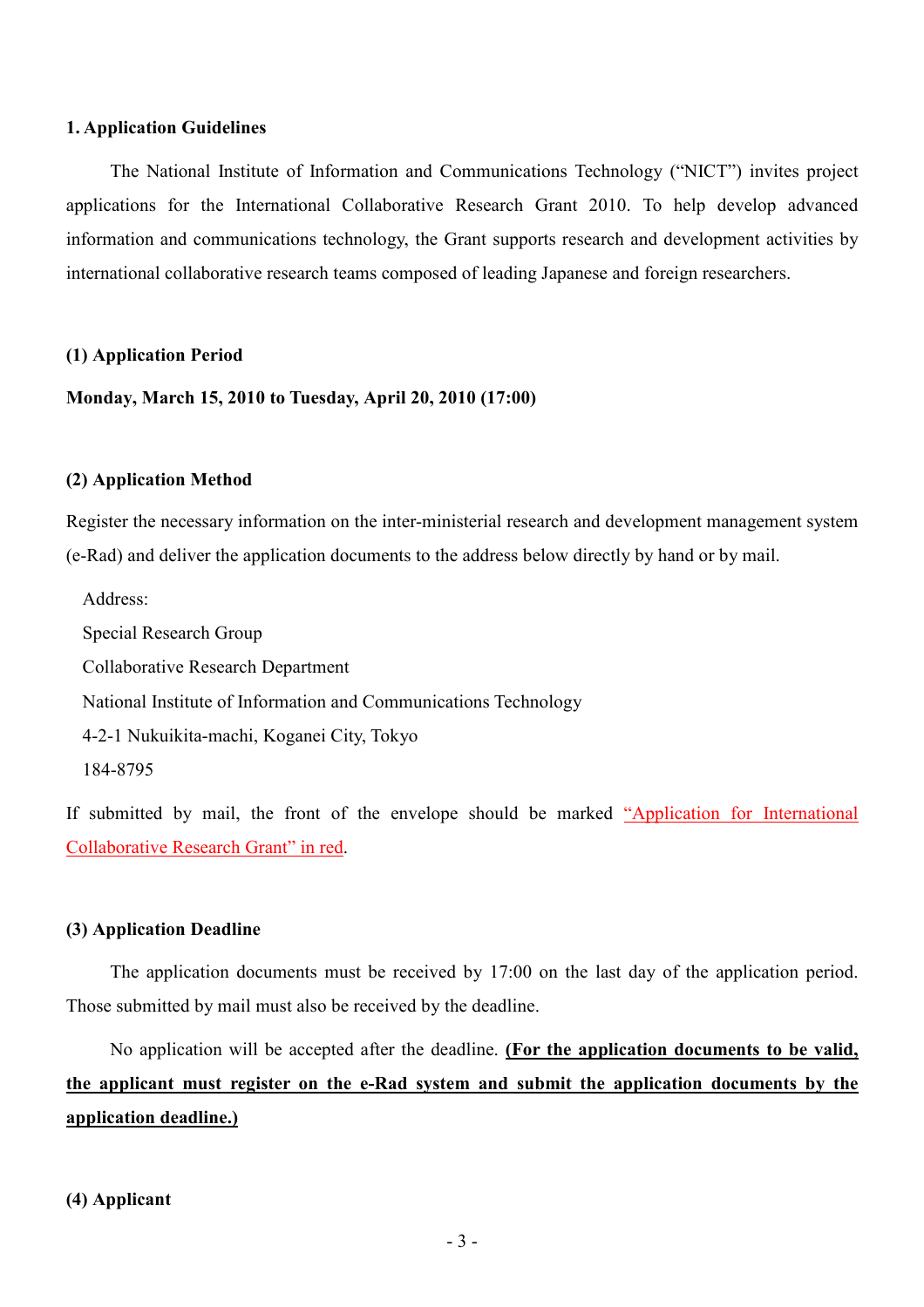## 1. Application Guidelines

The National Institute of Information and Communications Technology ("NICT") invites project applications for the International Collaborative Research Grant 2010. To help develop advanced information and communications technology, the Grant supports research and development activities by international collaborative research teams composed of leading Japanese and foreign researchers.

### (1) Application Period

**Monday, March 15, 2010 to Tuesday, April 20, 2010 (17:00)**

### (2) Application Method

Register the necessary information on the inter-ministerial research and development management system (e-Rad) and deliver the application documents to the address below directly by hand or by mail.

Address:
Special Research Group
Collaborative Research Department
National Institute of Information and Communications Technology
4-2-1 Nukuikita-machi, Koganei City, Tokyo
184-8795

If submitted by mail, the front of the envelope should be marked "Application for International Collaborative Research Grant" in red.

### (3) Application Deadline

The application documents must be received by 17:00 on the last day of the application period. Those submitted by mail must also be received by the deadline.

No application will be accepted after the deadline. **(For the application documents to be valid, the applicant must register on the e-Rad system and submit the application documents by the application deadline.)**

### (4) Applicant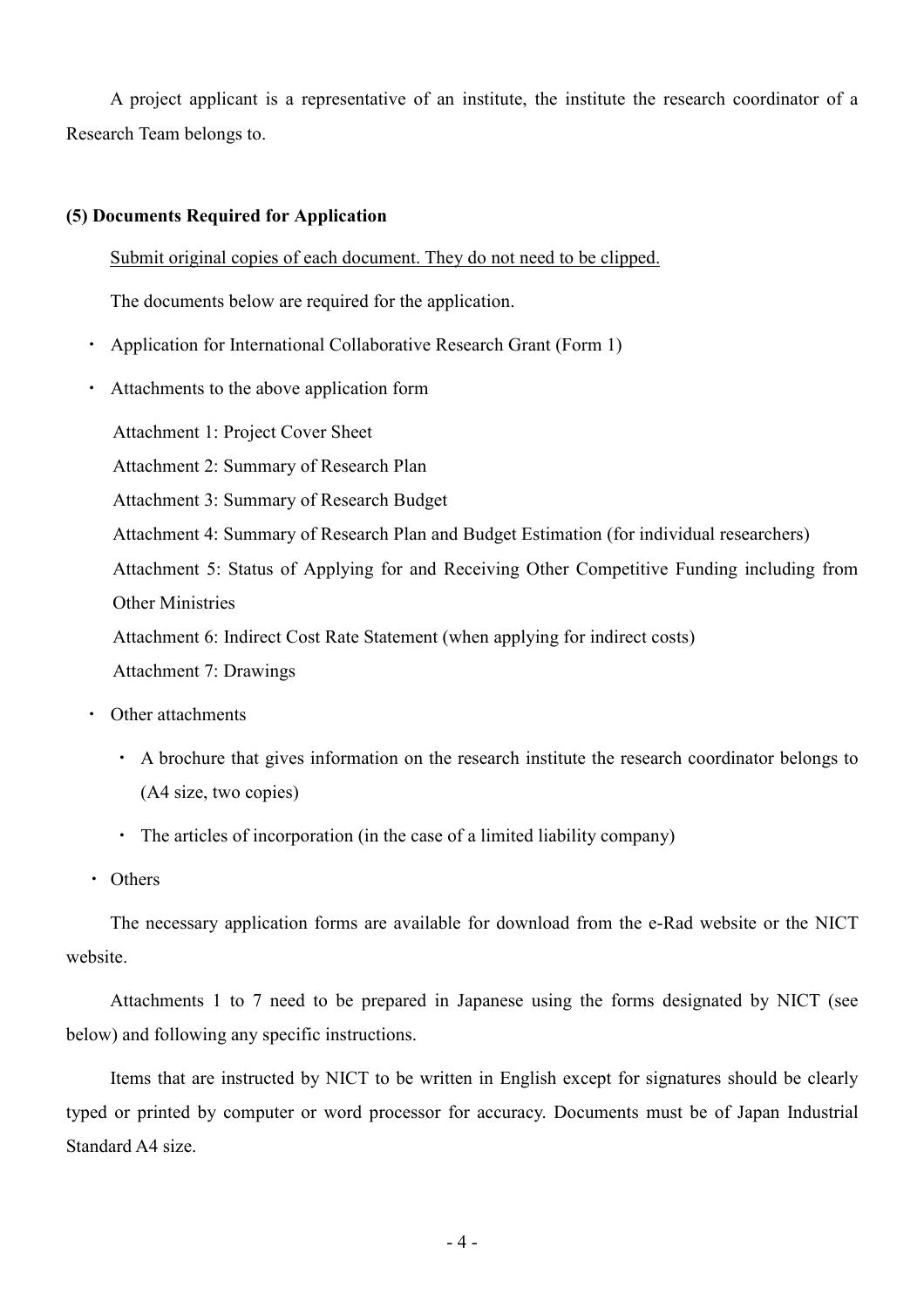A project applicant is a representative of an institute, the institute the research coordinator of a Research Team belongs to.

### (5) Documents Required for Application

Submit original copies of each document. They do not need to be clipped.

The documents below are required for the application.

- Application for International Collaborative Research Grant (Form 1)
- Attachments to the above application form

  Attachment 1: Project Cover Sheet

  Attachment 2: Summary of Research Plan

  Attachment 3: Summary of Research Budget

  Attachment 4: Summary of Research Plan and Budget Estimation (for individual researchers)

  Attachment 5: Status of Applying for and Receiving Other Competitive Funding including from Other Ministries

  Attachment 6: Indirect Cost Rate Statement (when applying for indirect costs)

  Attachment 7: Drawings

- Other attachments
  - A brochure that gives information on the research institute the research coordinator belongs to (A4 size, two copies)
  - The articles of incorporation (in the case of a limited liability company)
- Others

The necessary application forms are available for download from the e-Rad website or the NICT website.

Attachments 1 to 7 need to be prepared in Japanese using the forms designated by NICT (see below) and following any specific instructions.

Items that are instructed by NICT to be written in English except for signatures should be clearly typed or printed by computer or word processor for accuracy. Documents must be of Japan Industrial Standard A4 size.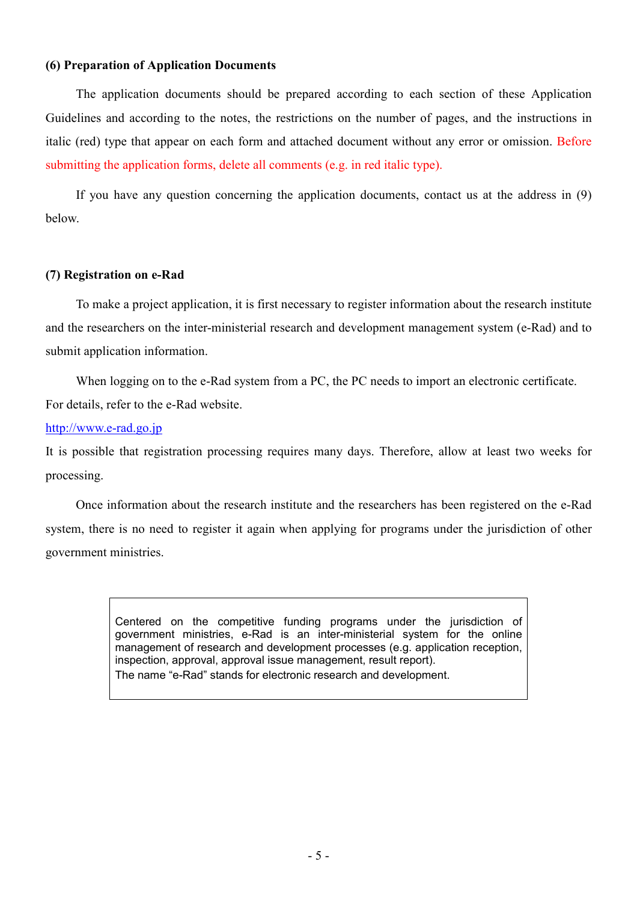### (6) Preparation of Application Documents

The application documents should be prepared according to each section of these Application Guidelines and according to the notes, the restrictions on the number of pages, and the instructions in italic (red) type that appear on each form and attached document without any error or omission. Before submitting the application forms, delete all comments (e.g. in red italic type).

If you have any question concerning the application documents, contact us at the address in (9) below.

### (7) Registration on e-Rad

To make a project application, it is first necessary to register information about the research institute and the researchers on the inter-ministerial research and development management system (e-Rad) and to submit application information.

When logging on to the e-Rad system from a PC, the PC needs to import an electronic certificate. For details, refer to the e-Rad website.

http://www.e-rad.go.jp

It is possible that registration processing requires many days. Therefore, allow at least two weeks for processing.

Once information about the research institute and the researchers has been registered on the e-Rad system, there is no need to register it again when applying for programs under the jurisdiction of other government ministries.

> Centered on the competitive funding programs under the jurisdiction of government ministries, e-Rad is an inter-ministerial system for the online management of research and development processes (e.g. application reception, inspection, approval, approval issue management, result report).
> The name “e-Rad” stands for electronic research and development.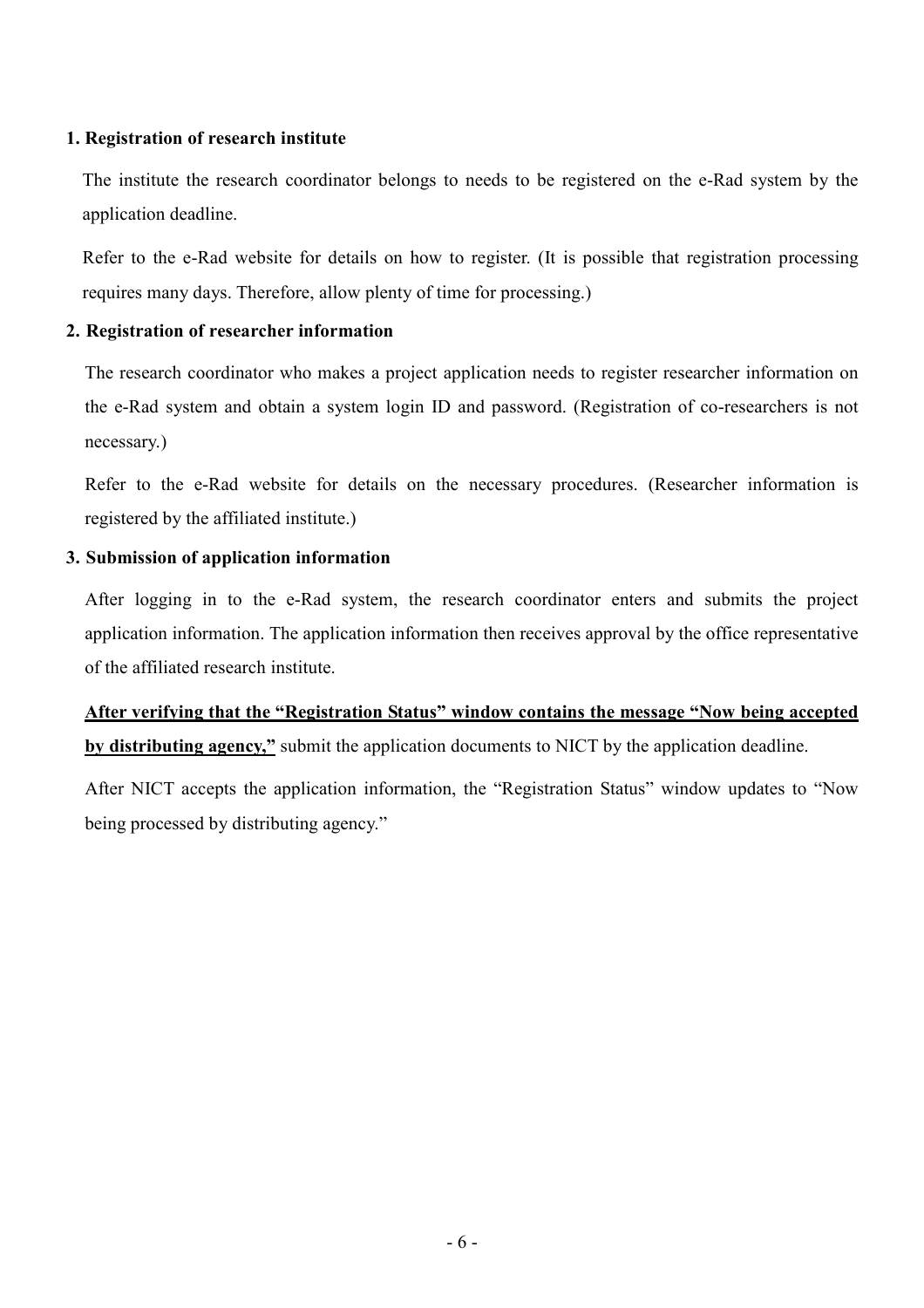**1. Registration of research institute**

The institute the research coordinator belongs to needs to be registered on the e-Rad system by the application deadline.

Refer to the e-Rad website for details on how to register. (It is possible that registration processing requires many days. Therefore, allow plenty of time for processing.)

**2. Registration of researcher information**

The research coordinator who makes a project application needs to register researcher information on the e-Rad system and obtain a system login ID and password. (Registration of co-researchers is not necessary.)

Refer to the e-Rad website for details on the necessary procedures. (Researcher information is registered by the affiliated institute.)

**3. Submission of application information**

After logging in to the e-Rad system, the research coordinator enters and submits the project application information. The application information then receives approval by the office representative of the affiliated research institute.

**After verifying that the "Registration Status" window contains the message "Now being accepted by distributing agency,"** submit the application documents to NICT by the application deadline.

After NICT accepts the application information, the "Registration Status" window updates to "Now being processed by distributing agency."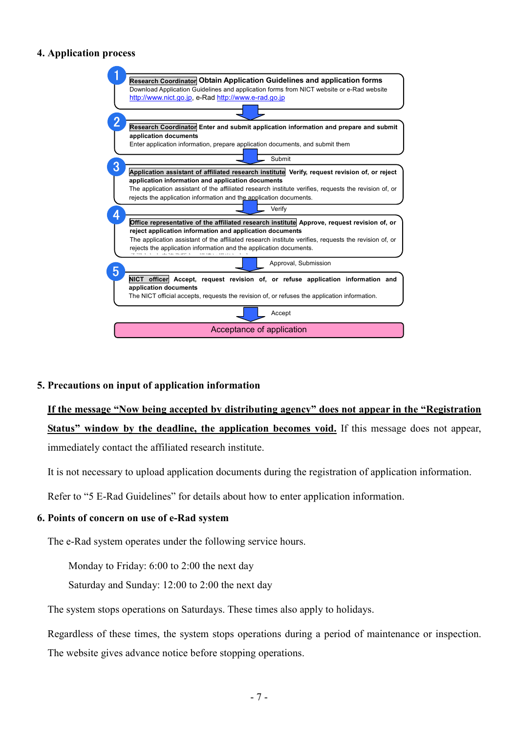## 4. Application process

**1** — **Research Coordinator** **Obtain Application Guidelines and application forms**

Download Application Guidelines and application forms from NICT website or e-Rad website
http://www.nict.go.jp, e-Rad http://www.e-rad.go.jp

↓

**2** — **Research Coordinator** **Enter and submit application information and prepare and submit application documents**

Enter application information, prepare application documents, and submit them

↓ Submit

**3** — **Application assistant of affiliated research institute** **Verify, request revision of, or reject application information and application documents**

The application assistant of the affiliated research institute verifies, requests the revision of, or rejects the application information and the application documents.

↓ Verify

**4** — **Office representative of the affiliated research institute** **Approve, request revision of, or reject application information and application documents**

The application assistant of the affiliated research institute verifies, requests the revision of, or rejects the application information and the application documents.

↓ Approval, Submission

**5** — **NICT officer** **Accept, request revision of, or refuse application information and application documents**

The NICT official accepts, requests the revision of, or refuses the application information.

↓ Accept

**Acceptance of application**

## 5. Precautions on input of application information

**If the message "Now being accepted by distributing agency" does not appear in the "Registration Status" window by the deadline, the application becomes void.** If this message does not appear, immediately contact the affiliated research institute.

It is not necessary to upload application documents during the registration of application information.

Refer to "5 E-Rad Guidelines" for details about how to enter application information.

## 6. Points of concern on use of e-Rad system

The e-Rad system operates under the following service hours.

Monday to Friday: 6:00 to 2:00 the next day

Saturday and Sunday: 12:00 to 2:00 the next day

The system stops operations on Saturdays. These times also apply to holidays.

Regardless of these times, the system stops operations during a period of maintenance or inspection. The website gives advance notice before stopping operations.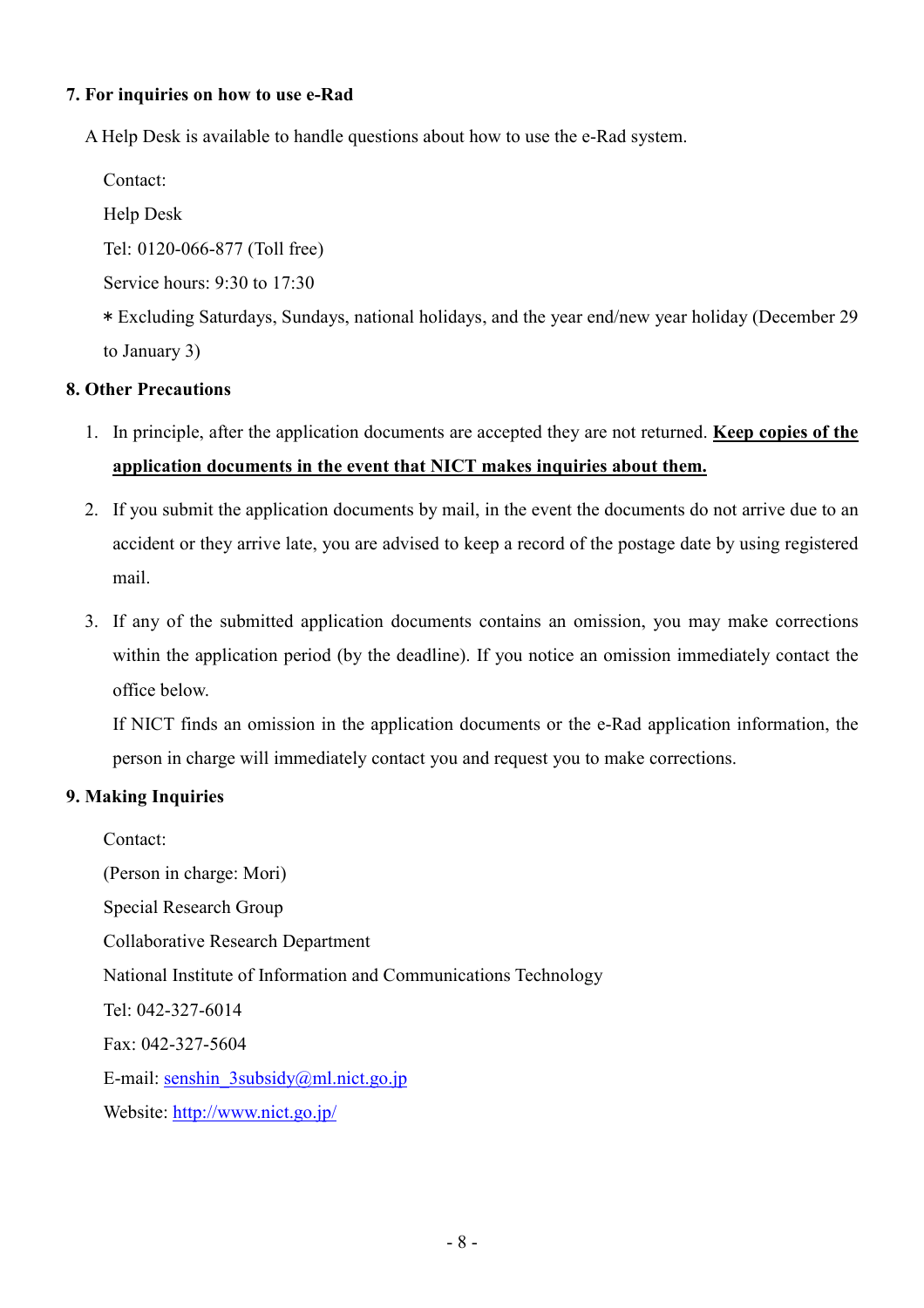## 7. For inquiries on how to use e-Rad

A Help Desk is available to handle questions about how to use the e-Rad system.

Contact:

Help Desk

Tel: 0120-066-877 (Toll free)

Service hours: 9:30 to 17:30

* Excluding Saturdays, Sundays, national holidays, and the year end/new year holiday (December 29 to January 3)

## 8. Other Precautions

1. In principle, after the application documents are accepted they are not returned. **Keep copies of the application documents in the event that NICT makes inquiries about them.**
2. If you submit the application documents by mail, in the event the documents do not arrive due to an accident or they arrive late, you are advised to keep a record of the postage date by using registered mail.
3. If any of the submitted application documents contains an omission, you may make corrections within the application period (by the deadline). If you notice an omission immediately contact the office below.

   If NICT finds an omission in the application documents or the e-Rad application information, the person in charge will immediately contact you and request you to make corrections.

## 9. Making Inquiries

Contact:

(Person in charge: Mori)

Special Research Group

Collaborative Research Department

National Institute of Information and Communications Technology

Tel: 042-327-6014

Fax: 042-327-5604

E-mail: senshin_3subsidy@ml.nict.go.jp

Website: http://www.nict.go.jp/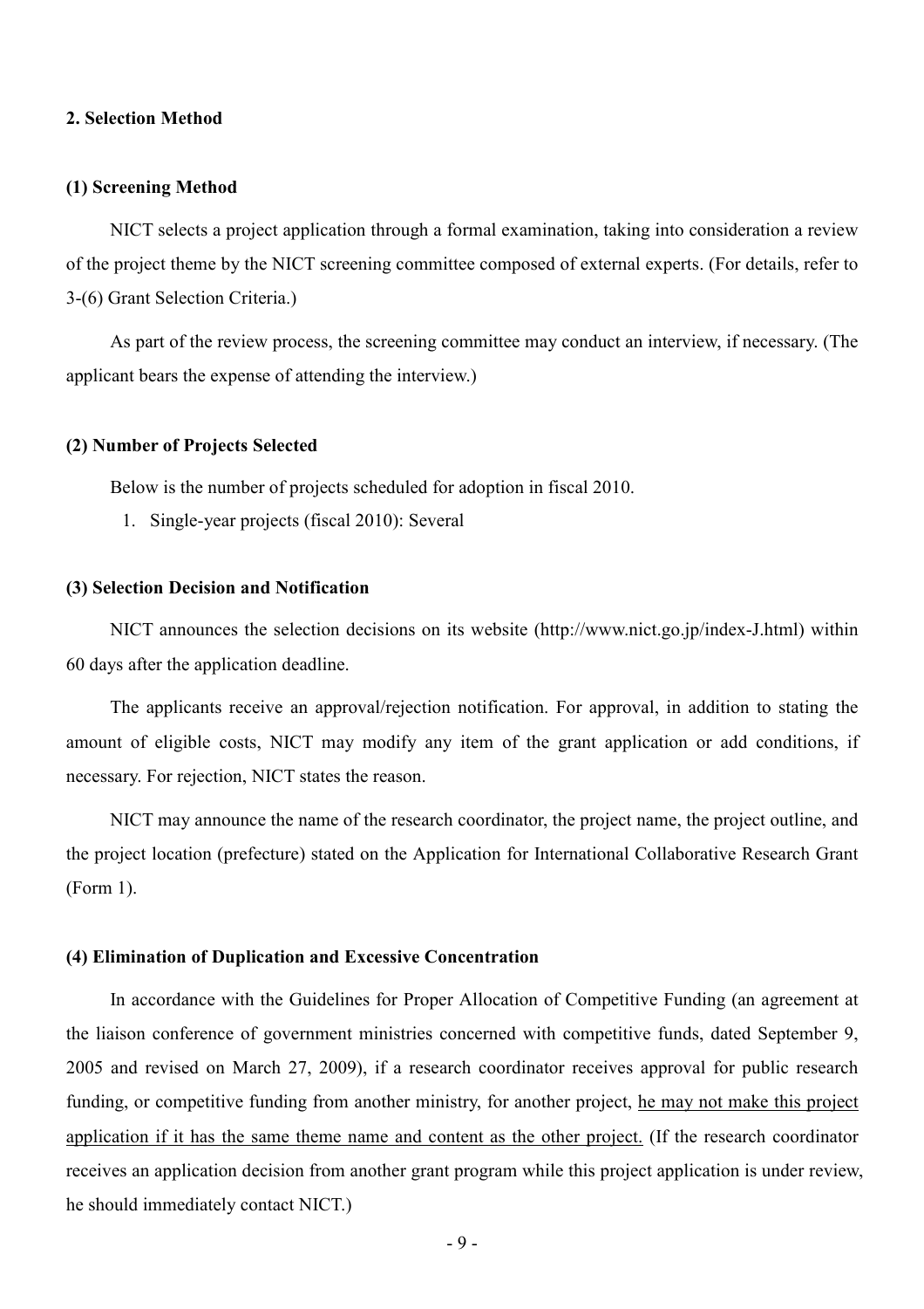## 2. Selection Method

### (1) Screening Method

NICT selects a project application through a formal examination, taking into consideration a review of the project theme by the NICT screening committee composed of external experts. (For details, refer to 3-(6) Grant Selection Criteria.)

As part of the review process, the screening committee may conduct an interview, if necessary. (The applicant bears the expense of attending the interview.)

### (2) Number of Projects Selected

Below is the number of projects scheduled for adoption in fiscal 2010.

1. Single-year projects (fiscal 2010): Several

### (3) Selection Decision and Notification

NICT announces the selection decisions on its website (http://www.nict.go.jp/index-J.html) within 60 days after the application deadline.

The applicants receive an approval/rejection notification. For approval, in addition to stating the amount of eligible costs, NICT may modify any item of the grant application or add conditions, if necessary. For rejection, NICT states the reason.

NICT may announce the name of the research coordinator, the project name, the project outline, and the project location (prefecture) stated on the Application for International Collaborative Research Grant (Form 1).

### (4) Elimination of Duplication and Excessive Concentration

In accordance with the Guidelines for Proper Allocation of Competitive Funding (an agreement at the liaison conference of government ministries concerned with competitive funds, dated September 9, 2005 and revised on March 27, 2009), if a research coordinator receives approval for public research funding, or competitive funding from another ministry, for another project, <u>he may not make this project application if it has the same theme name and content as the other project.</u> (If the research coordinator receives an application decision from another grant program while this project application is under review, he should immediately contact NICT.)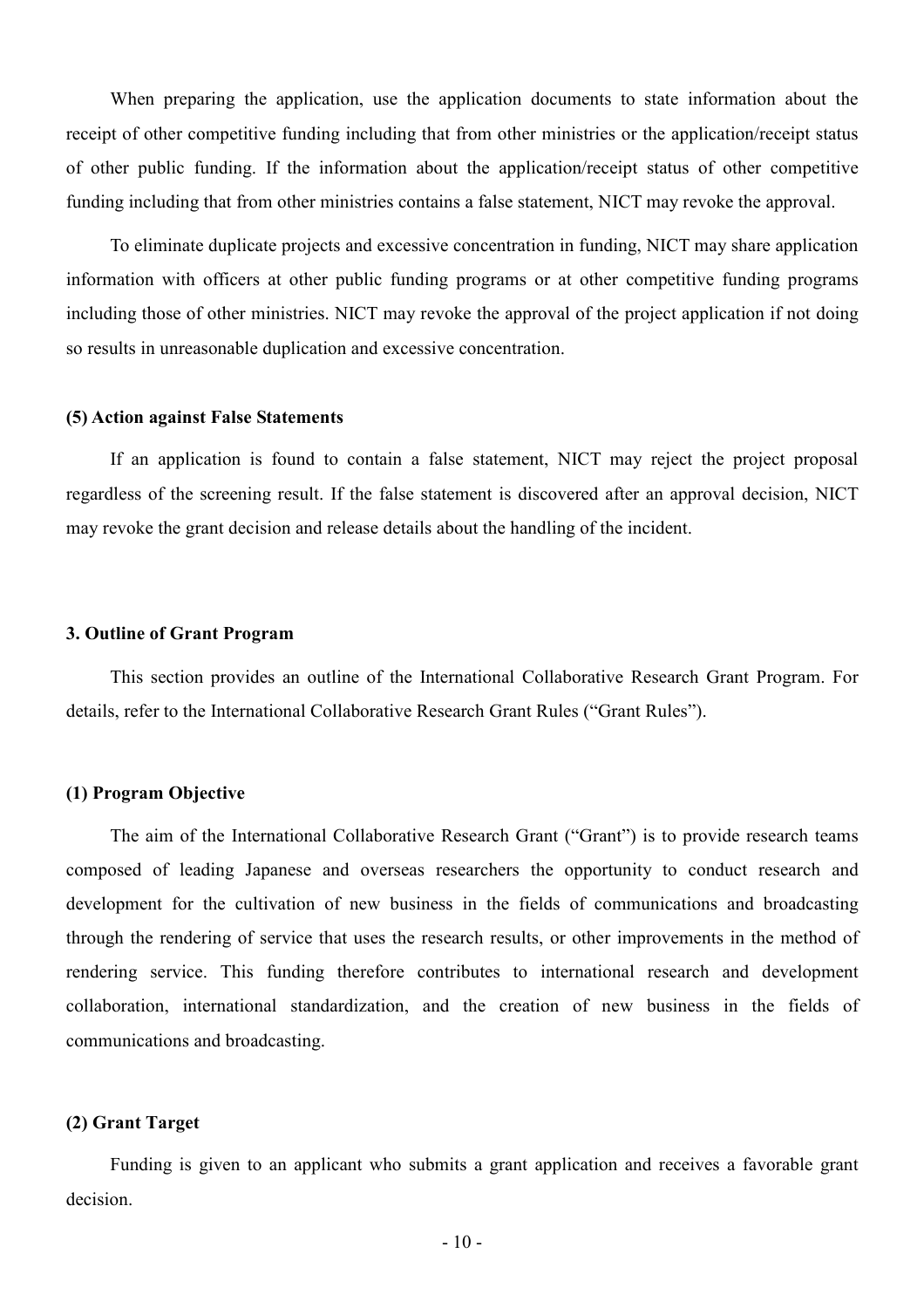When preparing the application, use the application documents to state information about the receipt of other competitive funding including that from other ministries or the application/receipt status of other public funding. If the information about the application/receipt status of other competitive funding including that from other ministries contains a false statement, NICT may revoke the approval.

To eliminate duplicate projects and excessive concentration in funding, NICT may share application information with officers at other public funding programs or at other competitive funding programs including those of other ministries. NICT may revoke the approval of the project application if not doing so results in unreasonable duplication and excessive concentration.

#### (5) Action against False Statements

If an application is found to contain a false statement, NICT may reject the project proposal regardless of the screening result. If the false statement is discovered after an approval decision, NICT may revoke the grant decision and release details about the handling of the incident.

## 3. Outline of Grant Program

This section provides an outline of the International Collaborative Research Grant Program. For details, refer to the International Collaborative Research Grant Rules ("Grant Rules").

### (1) Program Objective

The aim of the International Collaborative Research Grant ("Grant") is to provide research teams composed of leading Japanese and overseas researchers the opportunity to conduct research and development for the cultivation of new business in the fields of communications and broadcasting through the rendering of service that uses the research results, or other improvements in the method of rendering service. This funding therefore contributes to international research and development collaboration, international standardization, and the creation of new business in the fields of communications and broadcasting.

### (2) Grant Target

Funding is given to an applicant who submits a grant application and receives a favorable grant decision.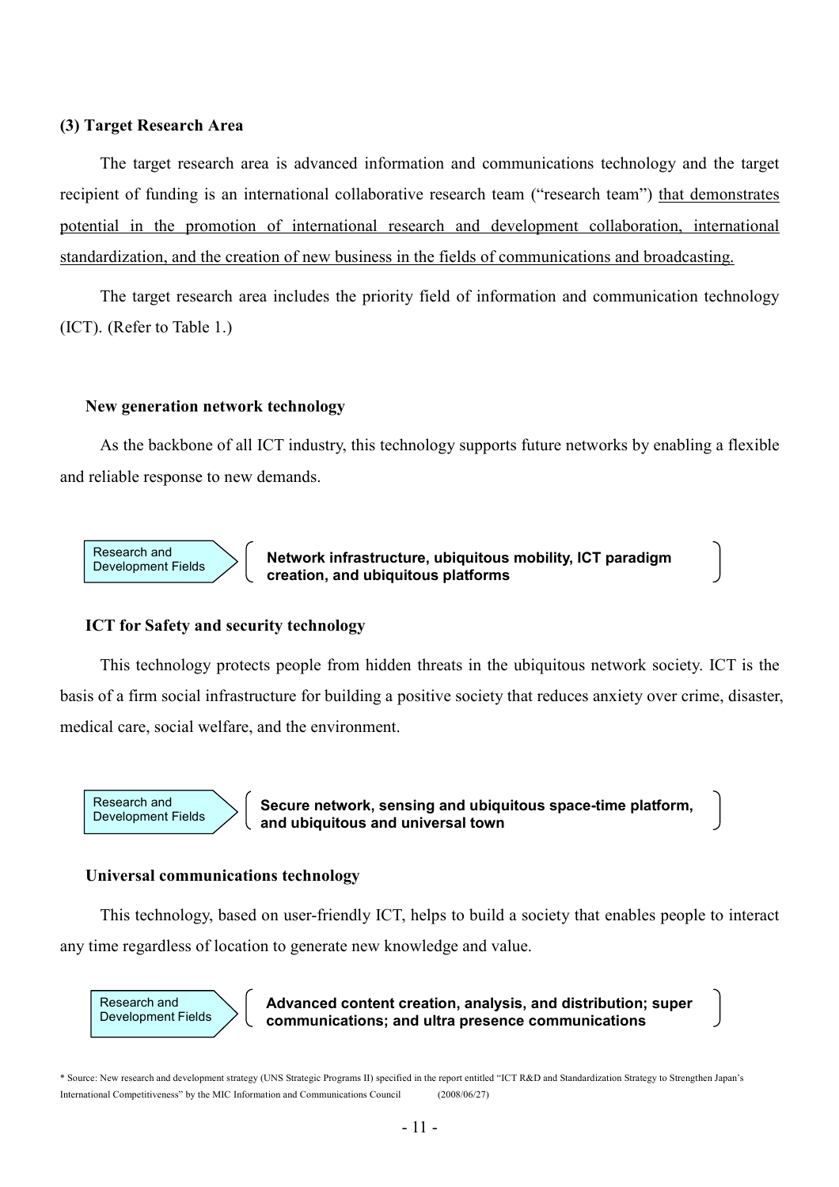### (3) Target Research Area

The target research area is advanced information and communications technology and the target recipient of funding is an international collaborative research team ("research team") that demonstrates potential in the promotion of international research and development collaboration, international standardization, and the creation of new business in the fields of communications and broadcasting.

The target research area includes the priority field of information and communication technology (ICT). (Refer to Table 1.)

#### New generation network technology

As the backbone of all ICT industry, this technology supports future networks by enabling a flexible and reliable response to new demands.

Research and Development Fields → **Network infrastructure, ubiquitous mobility, ICT paradigm creation, and ubiquitous platforms**

#### ICT for Safety and security technology

This technology protects people from hidden threats in the ubiquitous network society. ICT is the basis of a firm social infrastructure for building a positive society that reduces anxiety over crime, disaster, medical care, social welfare, and the environment.

Research and Development Fields → **Secure network, sensing and ubiquitous space-time platform, and ubiquitous and universal town**

#### Universal communications technology

This technology, based on user-friendly ICT, helps to build a society that enables people to interact any time regardless of location to generate new knowledge and value.

Research and Development Fields → **Advanced content creation, analysis, and distribution; super communications; and ultra presence communications**

\* Source: New research and development strategy (UNS Strategic Programs II) specified in the report entitled "ICT R&D and Standardization Strategy to Strengthen Japan's International Competitiveness" by the MIC Information and Communications Council (2008/06/27)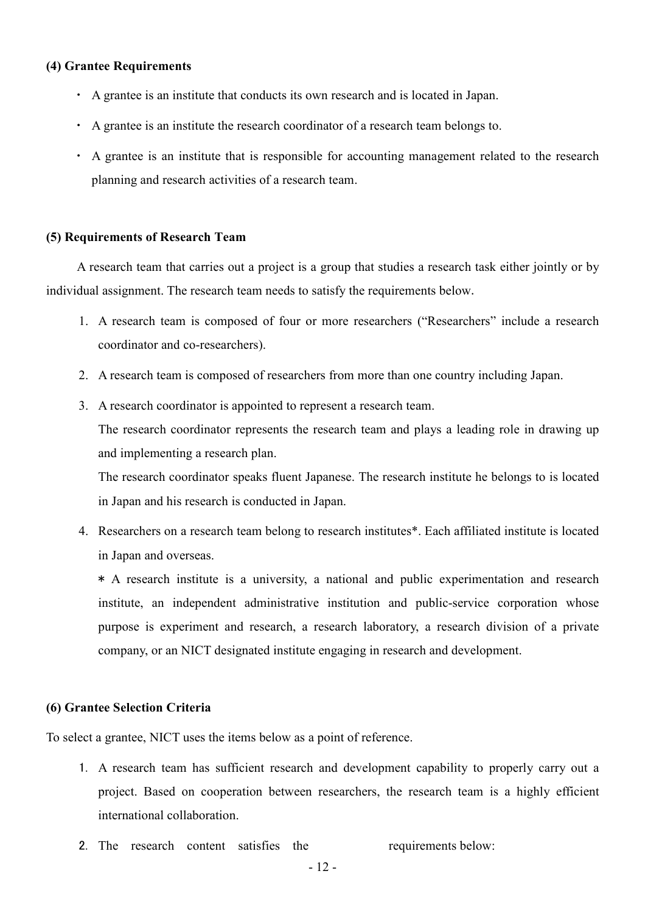**(4) Grantee Requirements**

- A grantee is an institute that conducts its own research and is located in Japan.
- A grantee is an institute the research coordinator of a research team belongs to.
- A grantee is an institute that is responsible for accounting management related to the research planning and research activities of a research team.

**(5) Requirements of Research Team**

A research team that carries out a project is a group that studies a research task either jointly or by individual assignment. The research team needs to satisfy the requirements below.

1. A research team is composed of four or more researchers ("Researchers" include a research coordinator and co-researchers).
2. A research team is composed of researchers from more than one country including Japan.
3. A research coordinator is appointed to represent a research team.
   The research coordinator represents the research team and plays a leading role in drawing up and implementing a research plan.
   The research coordinator speaks fluent Japanese. The research institute he belongs to is located in Japan and his research is conducted in Japan.
4. Researchers on a research team belong to research institutes*. Each affiliated institute is located in Japan and overseas.
   * A research institute is a university, a national and public experimentation and research institute, an independent administrative institution and public-service corporation whose purpose is experiment and research, a research laboratory, a research division of a private company, or an NICT designated institute engaging in research and development.

**(6) Grantee Selection Criteria**

To select a grantee, NICT uses the items below as a point of reference.

1. A research team has sufficient research and development capability to properly carry out a project. Based on cooperation between researchers, the research team is a highly efficient international collaboration.
2. The research content satisfies the requirements below: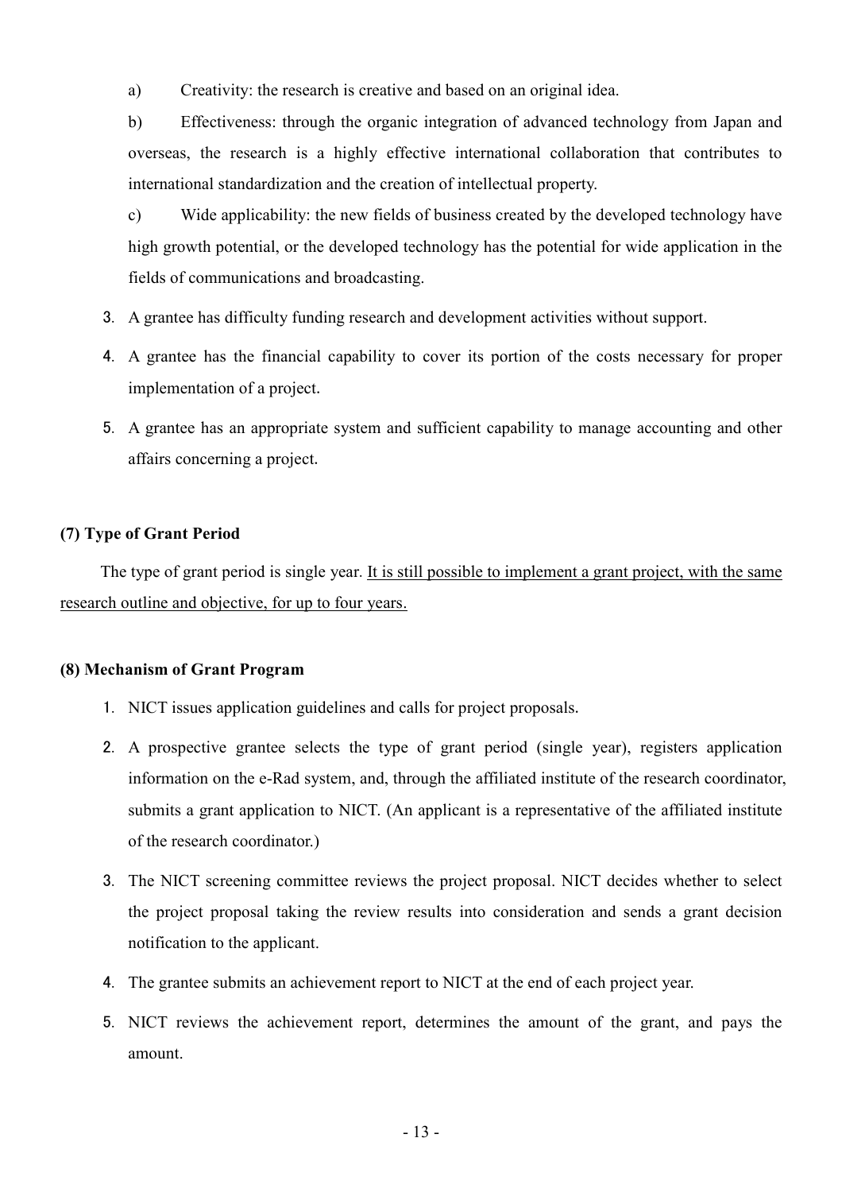a) Creativity: the research is creative and based on an original idea.

b) Effectiveness: through the organic integration of advanced technology from Japan and overseas, the research is a highly effective international collaboration that contributes to international standardization and the creation of intellectual property.

c) Wide applicability: the new fields of business created by the developed technology have high growth potential, or the developed technology has the potential for wide application in the fields of communications and broadcasting.

3. A grantee has difficulty funding research and development activities without support.
4. A grantee has the financial capability to cover its portion of the costs necessary for proper implementation of a project.
5. A grantee has an appropriate system and sufficient capability to manage accounting and other affairs concerning a project.

### (7) Type of Grant Period

The type of grant period is single year. <u>It is still possible to implement a grant project, with the same research outline and objective, for up to four years.</u>

### (8) Mechanism of Grant Program

1. NICT issues application guidelines and calls for project proposals.
2. A prospective grantee selects the type of grant period (single year), registers application information on the e-Rad system, and, through the affiliated institute of the research coordinator, submits a grant application to NICT. (An applicant is a representative of the affiliated institute of the research coordinator.)
3. The NICT screening committee reviews the project proposal. NICT decides whether to select the project proposal taking the review results into consideration and sends a grant decision notification to the applicant.
4. The grantee submits an achievement report to NICT at the end of each project year.
5. NICT reviews the achievement report, determines the amount of the grant, and pays the amount.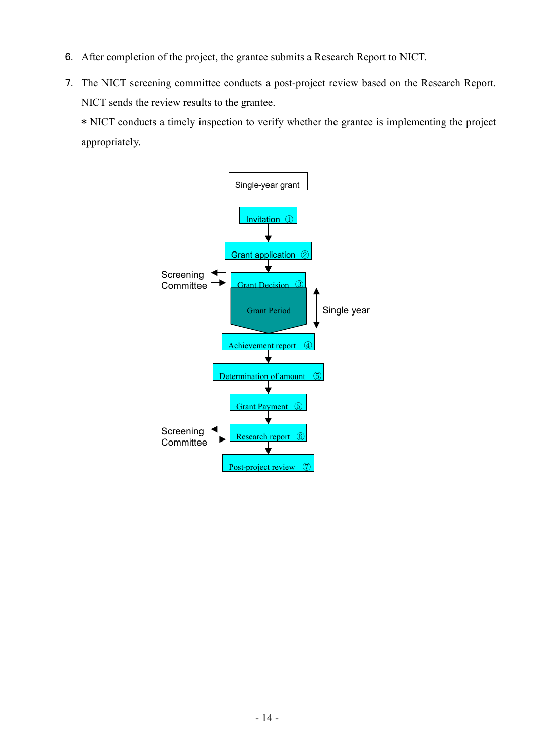6. After completion of the project, the grantee submits a Research Report to NICT.

7. The NICT screening committee conducts a post-project review based on the Research Report. NICT sends the review results to the grantee.

   ＊NICT conducts a timely inspection to verify whether the grantee is implementing the project appropriately.

Single-year grant

Invitation ①

Grant application ②

Screening Committee

Grant Decision ③

Grant Period

Single year

Achievement report ④

Determination of amount ⑤

Grant Payment ⑤

Screening Committee

Research report ⑥

Post-project review ⑦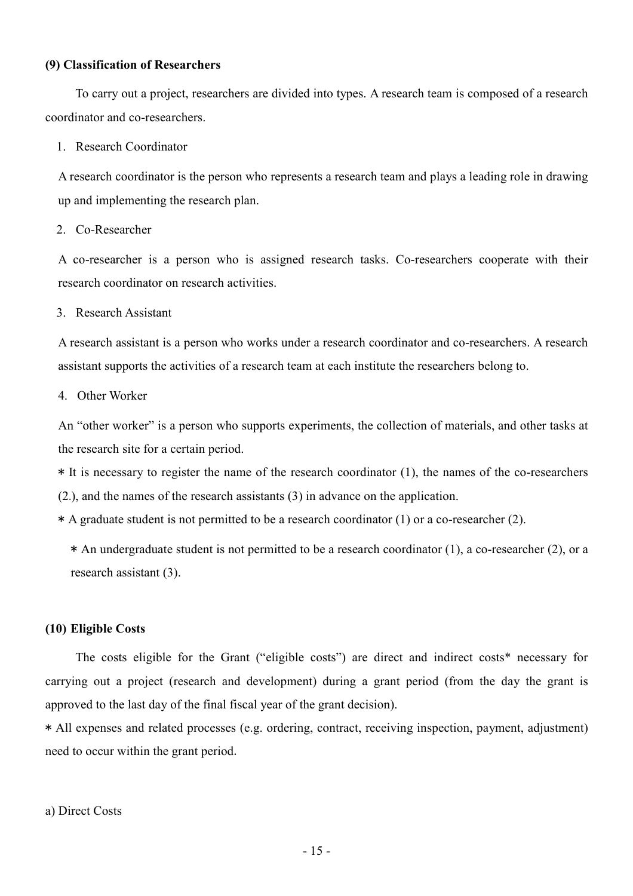**(9) Classification of Researchers**

To carry out a project, researchers are divided into types. A research team is composed of a research coordinator and co-researchers.

1. Research Coordinator

A research coordinator is the person who represents a research team and plays a leading role in drawing up and implementing the research plan.

2. Co-Researcher

A co-researcher is a person who is assigned research tasks. Co-researchers cooperate with their research coordinator on research activities.

3. Research Assistant

A research assistant is a person who works under a research coordinator and co-researchers. A research assistant supports the activities of a research team at each institute the researchers belong to.

4. Other Worker

An "other worker" is a person who supports experiments, the collection of materials, and other tasks at the research site for a certain period.

* It is necessary to register the name of the research coordinator (1), the names of the co-researchers (2.), and the names of the research assistants (3) in advance on the application.

* A graduate student is not permitted to be a research coordinator (1) or a co-researcher (2).

* An undergraduate student is not permitted to be a research coordinator (1), a co-researcher (2), or a research assistant (3).

**(10) Eligible Costs**

The costs eligible for the Grant ("eligible costs") are direct and indirect costs* necessary for carrying out a project (research and development) during a grant period (from the day the grant is approved to the last day of the final fiscal year of the grant decision).

* All expenses and related processes (e.g. ordering, contract, receiving inspection, payment, adjustment) need to occur within the grant period.

a) Direct Costs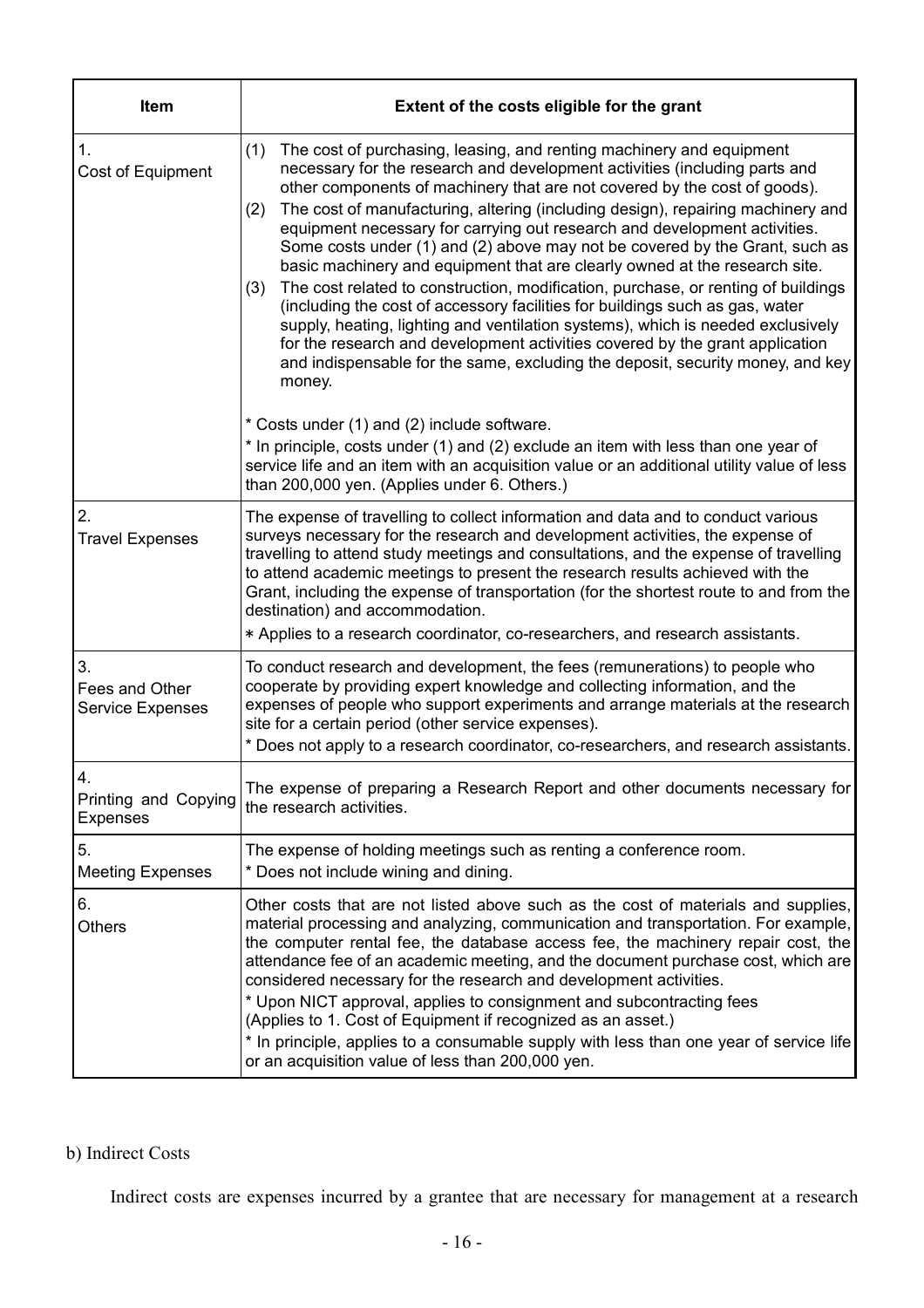| Item | Extent of the costs eligible for the grant |
| --- | --- |
| 1.<br>Cost of Equipment | (1) The cost of purchasing, leasing, and renting machinery and equipment necessary for the research and development activities (including parts and other components of machinery that are not covered by the cost of goods).<br>(2) The cost of manufacturing, altering (including design), repairing machinery and equipment necessary for carrying out research and development activities. Some costs under (1) and (2) above may not be covered by the Grant, such as basic machinery and equipment that are clearly owned at the research site.<br>(3) The cost related to construction, modification, purchase, or renting of buildings (including the cost of accessory facilities for buildings such as gas, water supply, heating, lighting and ventilation systems), which is needed exclusively for the research and development activities covered by the grant application and indispensable for the same, excluding the deposit, security money, and key money.<br><br>* Costs under (1) and (2) include software.<br>* In principle, costs under (1) and (2) exclude an item with less than one year of service life and an item with an acquisition value or an additional utility value of less than 200,000 yen. (Applies under 6. Others.) |
| 2.<br>Travel Expenses | The expense of travelling to collect information and data and to conduct various surveys necessary for the research and development activities, the expense of travelling to attend study meetings and consultations, and the expense of travelling to attend academic meetings to present the research results achieved with the Grant, including the expense of transportation (for the shortest route to and from the destination) and accommodation.<br>* Applies to a research coordinator, co-researchers, and research assistants. |
| 3.<br>Fees and Other Service Expenses | To conduct research and development, the fees (remunerations) to people who cooperate by providing expert knowledge and collecting information, and the expenses of people who support experiments and arrange materials at the research site for a certain period (other service expenses).<br>* Does not apply to a research coordinator, co-researchers, and research assistants. |
| 4.<br>Printing and Copying Expenses | The expense of preparing a Research Report and other documents necessary for the research activities. |
| 5.<br>Meeting Expenses | The expense of holding meetings such as renting a conference room.<br>* Does not include wining and dining. |
| 6.<br>Others | Other costs that are not listed above such as the cost of materials and supplies, material processing and analyzing, communication and transportation. For example, the computer rental fee, the database access fee, the machinery repair cost, the attendance fee of an academic meeting, and the document purchase cost, which are considered necessary for the research and development activities.<br>* Upon NICT approval, applies to consignment and subcontracting fees (Applies to 1. Cost of Equipment if recognized as an asset.)<br>* In principle, applies to a consumable supply with less than one year of service life or an acquisition value of less than 200,000 yen. |

b) Indirect Costs

Indirect costs are expenses incurred by a grantee that are necessary for management at a research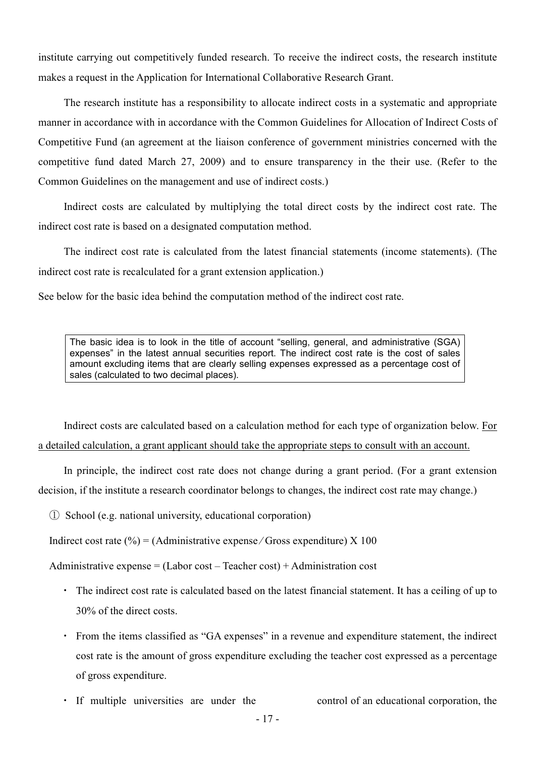institute carrying out competitively funded research. To receive the indirect costs, the research institute makes a request in the Application for International Collaborative Research Grant.

The research institute has a responsibility to allocate indirect costs in a systematic and appropriate manner in accordance with in accordance with the Common Guidelines for Allocation of Indirect Costs of Competitive Fund (an agreement at the liaison conference of government ministries concerned with the competitive fund dated March 27, 2009) and to ensure transparency in the their use. (Refer to the Common Guidelines on the management and use of indirect costs.)

Indirect costs are calculated by multiplying the total direct costs by the indirect cost rate. The indirect cost rate is based on a designated computation method.

The indirect cost rate is calculated from the latest financial statements (income statements). (The indirect cost rate is recalculated for a grant extension application.)

See below for the basic idea behind the computation method of the indirect cost rate.

> The basic idea is to look in the title of account "selling, general, and administrative (SGA) expenses" in the latest annual securities report. The indirect cost rate is the cost of sales amount excluding items that are clearly selling expenses expressed as a percentage cost of sales (calculated to two decimal places).

Indirect costs are calculated based on a calculation method for each type of organization below. <u>For a detailed calculation, a grant applicant should take the appropriate steps to consult with an account.</u>

In principle, the indirect cost rate does not change during a grant period. (For a grant extension decision, if the institute a research coordinator belongs to changes, the indirect cost rate may change.)

① School (e.g. national university, educational corporation)

Indirect cost rate (%) = (Administrative expense ⁄ Gross expenditure) X 100

Administrative expense = (Labor cost – Teacher cost) + Administration cost

- The indirect cost rate is calculated based on the latest financial statement. It has a ceiling of up to 30% of the direct costs.
- From the items classified as "GA expenses" in a revenue and expenditure statement, the indirect cost rate is the amount of gross expenditure excluding the teacher cost expressed as a percentage of gross expenditure.
- If multiple universities are under the control of an educational corporation, the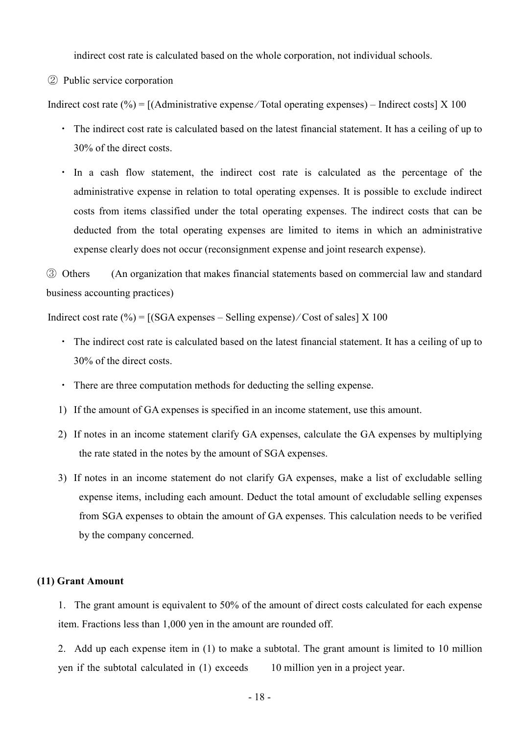indirect cost rate is calculated based on the whole corporation, not individual schools.

② Public service corporation

Indirect cost rate (%) = [(Administrative expense ⁄ Total operating expenses) – Indirect costs] X 100

- The indirect cost rate is calculated based on the latest financial statement. It has a ceiling of up to 30% of the direct costs.
- In a cash flow statement, the indirect cost rate is calculated as the percentage of the administrative expense in relation to total operating expenses. It is possible to exclude indirect costs from items classified under the total operating expenses. The indirect costs that can be deducted from the total operating expenses are limited to items in which an administrative expense clearly does not occur (reconsignment expense and joint research expense).

③ Others (An organization that makes financial statements based on commercial law and standard business accounting practices)

Indirect cost rate (%) = [(SGA expenses – Selling expense) ⁄ Cost of sales] X 100

- The indirect cost rate is calculated based on the latest financial statement. It has a ceiling of up to 30% of the direct costs.
- There are three computation methods for deducting the selling expense.

1) If the amount of GA expenses is specified in an income statement, use this amount.
2) If notes in an income statement clarify GA expenses, calculate the GA expenses by multiplying the rate stated in the notes by the amount of SGA expenses.
3) If notes in an income statement do not clarify GA expenses, make a list of excludable selling expense items, including each amount. Deduct the total amount of excludable selling expenses from SGA expenses to obtain the amount of GA expenses. This calculation needs to be verified by the company concerned.

**(11) Grant Amount**

1. The grant amount is equivalent to 50% of the amount of direct costs calculated for each expense item. Fractions less than 1,000 yen in the amount are rounded off.

2. Add up each expense item in (1) to make a subtotal. The grant amount is limited to 10 million yen if the subtotal calculated in (1) exceeds 10 million yen in a project year.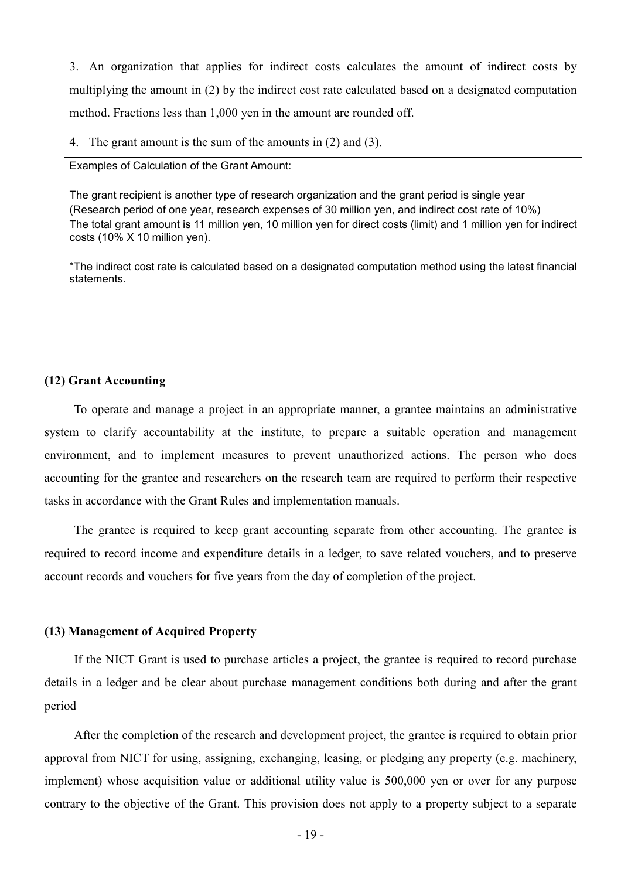3. An organization that applies for indirect costs calculates the amount of indirect costs by multiplying the amount in (2) by the indirect cost rate calculated based on a designated computation method. Fractions less than 1,000 yen in the amount are rounded off.

4. The grant amount is the sum of the amounts in (2) and (3).

> Examples of Calculation of the Grant Amount:
>
> The grant recipient is another type of research organization and the grant period is single year (Research period of one year, research expenses of 30 million yen, and indirect cost rate of 10%)
> The total grant amount is 11 million yen, 10 million yen for direct costs (limit) and 1 million yen for indirect costs (10% X 10 million yen).
>
> *The indirect cost rate is calculated based on a designated computation method using the latest financial statements.

### (12) Grant Accounting

To operate and manage a project in an appropriate manner, a grantee maintains an administrative system to clarify accountability at the institute, to prepare a suitable operation and management environment, and to implement measures to prevent unauthorized actions. The person who does accounting for the grantee and researchers on the research team are required to perform their respective tasks in accordance with the Grant Rules and implementation manuals.

The grantee is required to keep grant accounting separate from other accounting. The grantee is required to record income and expenditure details in a ledger, to save related vouchers, and to preserve account records and vouchers for five years from the day of completion of the project.

### (13) Management of Acquired Property

If the NICT Grant is used to purchase articles a project, the grantee is required to record purchase details in a ledger and be clear about purchase management conditions both during and after the grant period

After the completion of the research and development project, the grantee is required to obtain prior approval from NICT for using, assigning, exchanging, leasing, or pledging any property (e.g. machinery, implement) whose acquisition value or additional utility value is 500,000 yen or over for any purpose contrary to the objective of the Grant. This provision does not apply to a property subject to a separate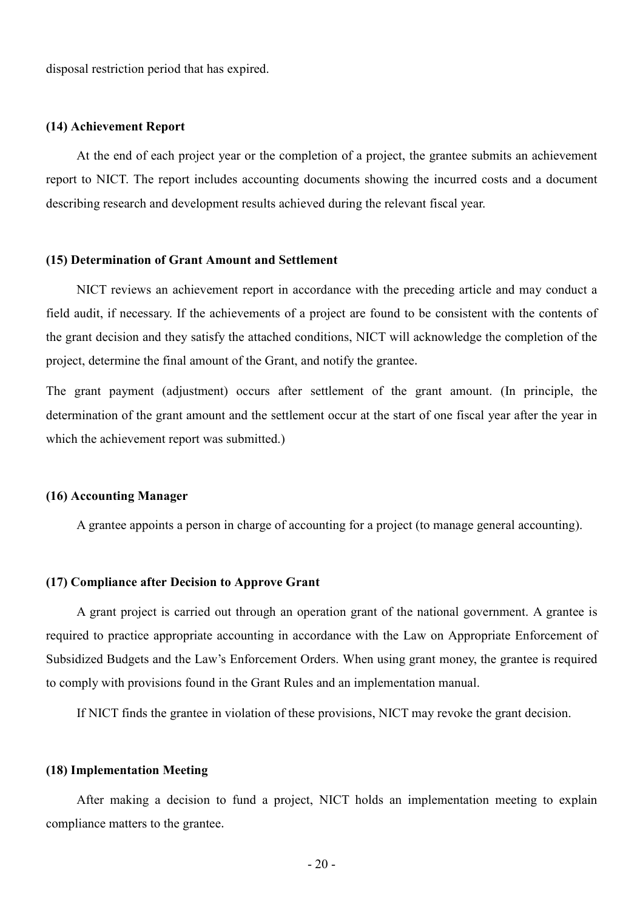disposal restriction period that has expired.

#### (14) Achievement Report

At the end of each project year or the completion of a project, the grantee submits an achievement report to NICT. The report includes accounting documents showing the incurred costs and a document describing research and development results achieved during the relevant fiscal year.

#### (15) Determination of Grant Amount and Settlement

NICT reviews an achievement report in accordance with the preceding article and may conduct a field audit, if necessary. If the achievements of a project are found to be consistent with the contents of the grant decision and they satisfy the attached conditions, NICT will acknowledge the completion of the project, determine the final amount of the Grant, and notify the grantee.

The grant payment (adjustment) occurs after settlement of the grant amount. (In principle, the determination of the grant amount and the settlement occur at the start of one fiscal year after the year in which the achievement report was submitted.)

#### (16) Accounting Manager

A grantee appoints a person in charge of accounting for a project (to manage general accounting).

#### (17) Compliance after Decision to Approve Grant

A grant project is carried out through an operation grant of the national government. A grantee is required to practice appropriate accounting in accordance with the Law on Appropriate Enforcement of Subsidized Budgets and the Law's Enforcement Orders. When using grant money, the grantee is required to comply with provisions found in the Grant Rules and an implementation manual.

If NICT finds the grantee in violation of these provisions, NICT may revoke the grant decision.

#### (18) Implementation Meeting

After making a decision to fund a project, NICT holds an implementation meeting to explain compliance matters to the grantee.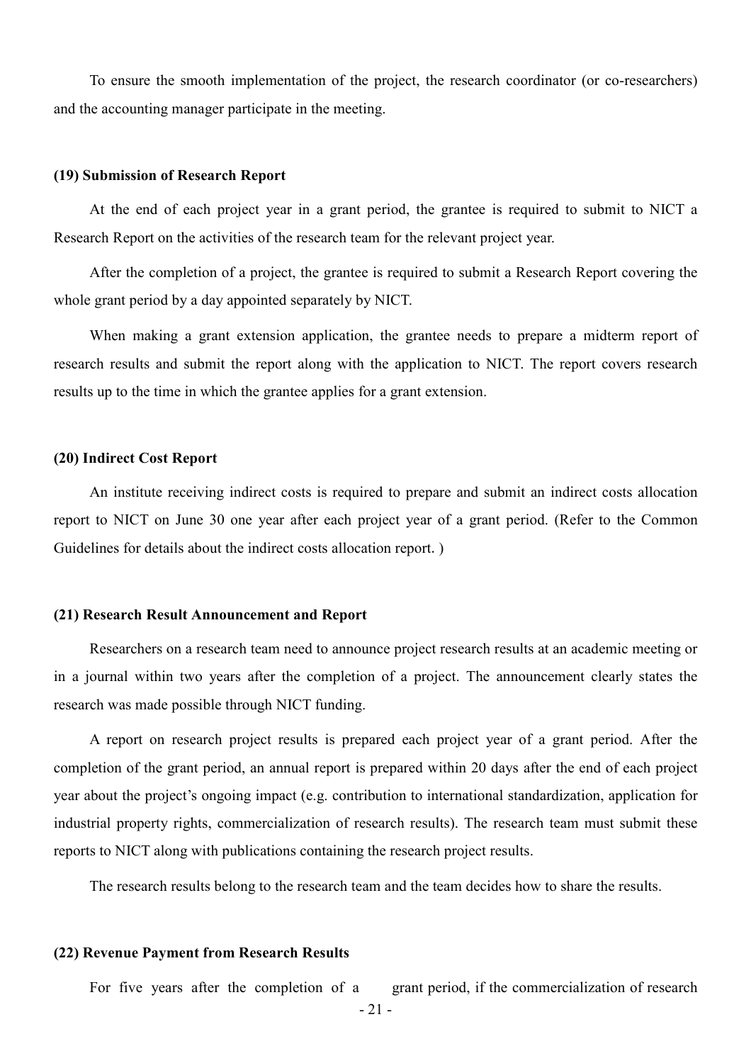To ensure the smooth implementation of the project, the research coordinator (or co-researchers) and the accounting manager participate in the meeting.

**(19) Submission of Research Report**

At the end of each project year in a grant period, the grantee is required to submit to NICT a Research Report on the activities of the research team for the relevant project year.

After the completion of a project, the grantee is required to submit a Research Report covering the whole grant period by a day appointed separately by NICT.

When making a grant extension application, the grantee needs to prepare a midterm report of research results and submit the report along with the application to NICT. The report covers research results up to the time in which the grantee applies for a grant extension.

**(20) Indirect Cost Report**

An institute receiving indirect costs is required to prepare and submit an indirect costs allocation report to NICT on June 30 one year after each project year of a grant period. (Refer to the Common Guidelines for details about the indirect costs allocation report. )

**(21) Research Result Announcement and Report**

Researchers on a research team need to announce project research results at an academic meeting or in a journal within two years after the completion of a project. The announcement clearly states the research was made possible through NICT funding.

A report on research project results is prepared each project year of a grant period. After the completion of the grant period, an annual report is prepared within 20 days after the end of each project year about the project's ongoing impact (e.g. contribution to international standardization, application for industrial property rights, commercialization of research results). The research team must submit these reports to NICT along with publications containing the research project results.

The research results belong to the research team and the team decides how to share the results.

**(22) Revenue Payment from Research Results**

For five years after the completion of a grant period, if the commercialization of research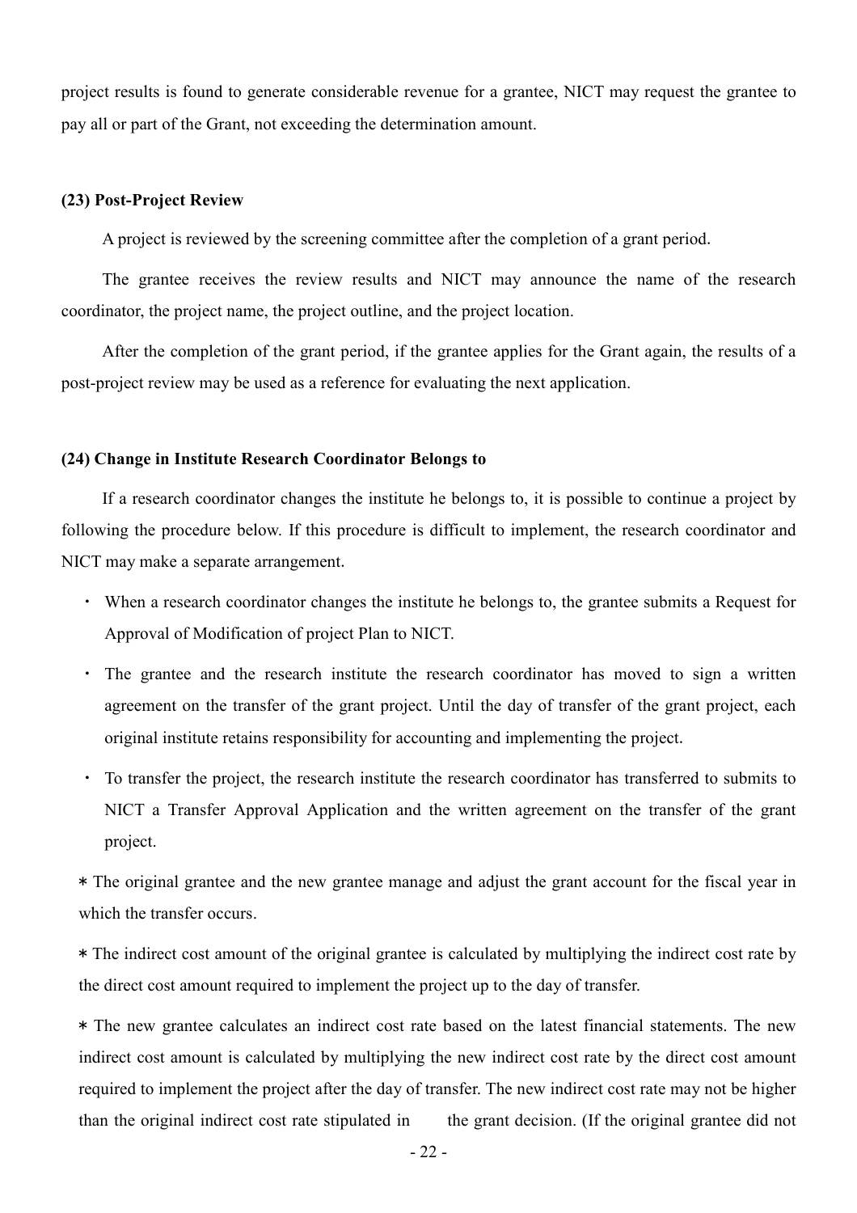project results is found to generate considerable revenue for a grantee, NICT may request the grantee to pay all or part of the Grant, not exceeding the determination amount.

#### (23) Post-Project Review

A project is reviewed by the screening committee after the completion of a grant period.

The grantee receives the review results and NICT may announce the name of the research coordinator, the project name, the project outline, and the project location.

After the completion of the grant period, if the grantee applies for the Grant again, the results of a post-project review may be used as a reference for evaluating the next application.

#### (24) Change in Institute Research Coordinator Belongs to

If a research coordinator changes the institute he belongs to, it is possible to continue a project by following the procedure below. If this procedure is difficult to implement, the research coordinator and NICT may make a separate arrangement.

- When a research coordinator changes the institute he belongs to, the grantee submits a Request for Approval of Modification of project Plan to NICT.
- The grantee and the research institute the research coordinator has moved to sign a written agreement on the transfer of the grant project. Until the day of transfer of the grant project, each original institute retains responsibility for accounting and implementing the project.
- To transfer the project, the research institute the research coordinator has transferred to submits to NICT a Transfer Approval Application and the written agreement on the transfer of the grant project.

＊The original grantee and the new grantee manage and adjust the grant account for the fiscal year in which the transfer occurs.

＊The indirect cost amount of the original grantee is calculated by multiplying the indirect cost rate by the direct cost amount required to implement the project up to the day of transfer.

＊The new grantee calculates an indirect cost rate based on the latest financial statements. The new indirect cost amount is calculated by multiplying the new indirect cost rate by the direct cost amount required to implement the project after the day of transfer. The new indirect cost rate may not be higher than the original indirect cost rate stipulated in the grant decision. (If the original grantee did not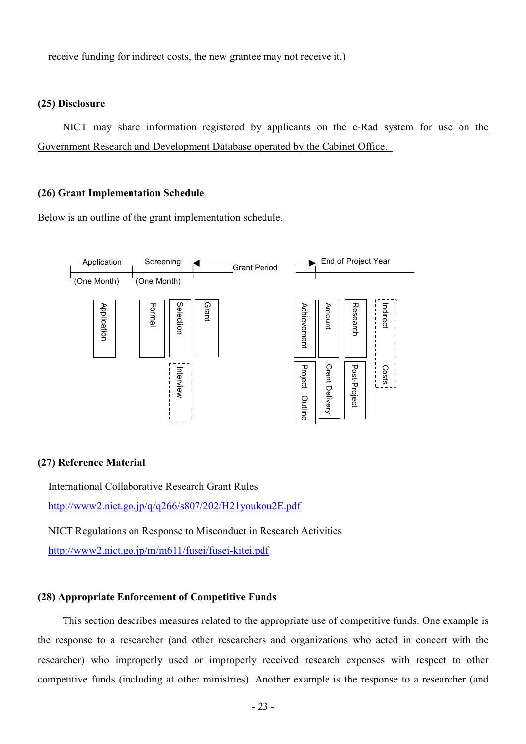receive funding for indirect costs, the new grantee may not receive it.)

**(25) Disclosure**

NICT may share information registered by applicants on the e-Rad system for use on the Government Research and Development Database operated by the Cabinet Office.

**(26) Grant Implementation Schedule**

Below is an outline of the grant implementation schedule.

Application (One Month) | Screening (One Month) | ← Grant Period → | End of Project Year

Application | Formal Selection (Interview) | Grant | Project Achievement Outline | Amount Grant Delivery | Post-Project Research | Indirect Costs

**(27) Reference Material**

International Collaborative Research Grant Rules

http://www2.nict.go.jp/q/q266/s807/202/H21youkou2E.pdf

NICT Regulations on Response to Misconduct in Research Activities

http://www2.nict.go.jp/m/m611/fusei/fusei-kitei.pdf

**(28) Appropriate Enforcement of Competitive Funds**

This section describes measures related to the appropriate use of competitive funds. One example is the response to a researcher (and other researchers and organizations who acted in concert with the researcher) who improperly used or improperly received research expenses with respect to other competitive funds (including at other ministries). Another example is the response to a researcher (and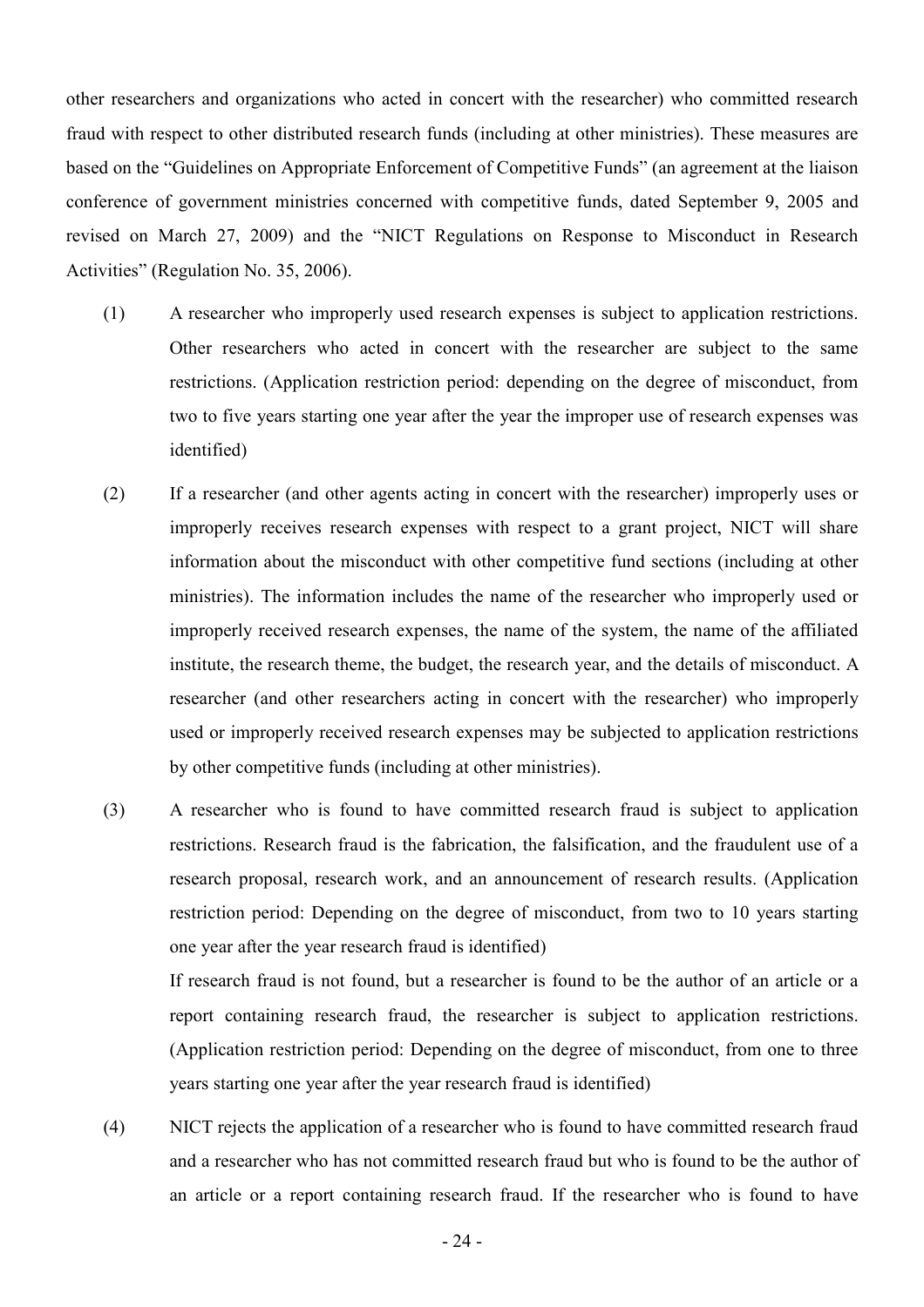other researchers and organizations who acted in concert with the researcher) who committed research fraud with respect to other distributed research funds (including at other ministries). These measures are based on the "Guidelines on Appropriate Enforcement of Competitive Funds" (an agreement at the liaison conference of government ministries concerned with competitive funds, dated September 9, 2005 and revised on March 27, 2009) and the "NICT Regulations on Response to Misconduct in Research Activities" (Regulation No. 35, 2006).

(1) A researcher who improperly used research expenses is subject to application restrictions. Other researchers who acted in concert with the researcher are subject to the same restrictions. (Application restriction period: depending on the degree of misconduct, from two to five years starting one year after the year the improper use of research expenses was identified)

(2) If a researcher (and other agents acting in concert with the researcher) improperly uses or improperly receives research expenses with respect to a grant project, NICT will share information about the misconduct with other competitive fund sections (including at other ministries). The information includes the name of the researcher who improperly used or improperly received research expenses, the name of the system, the name of the affiliated institute, the research theme, the budget, the research year, and the details of misconduct. A researcher (and other researchers acting in concert with the researcher) who improperly used or improperly received research expenses may be subjected to application restrictions by other competitive funds (including at other ministries).

(3) A researcher who is found to have committed research fraud is subject to application restrictions. Research fraud is the fabrication, the falsification, and the fraudulent use of a research proposal, research work, and an announcement of research results. (Application restriction period: Depending on the degree of misconduct, from two to 10 years starting one year after the year research fraud is identified)

If research fraud is not found, but a researcher is found to be the author of an article or a report containing research fraud, the researcher is subject to application restrictions. (Application restriction period: Depending on the degree of misconduct, from one to three years starting one year after the year research fraud is identified)

(4) NICT rejects the application of a researcher who is found to have committed research fraud and a researcher who has not committed research fraud but who is found to be the author of an article or a report containing research fraud. If the researcher who is found to have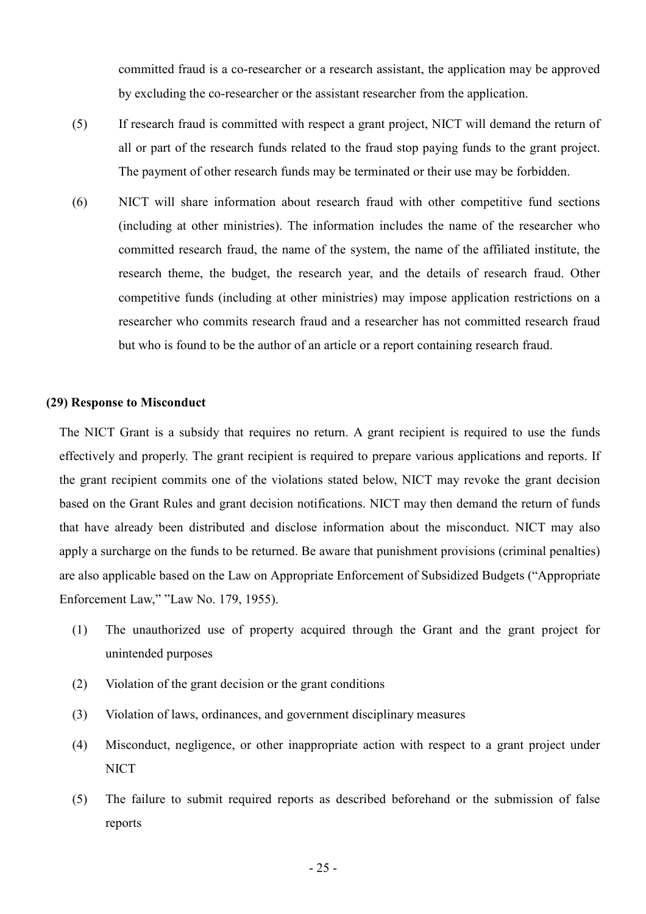committed fraud is a co-researcher or a research assistant, the application may be approved by excluding the co-researcher or the assistant researcher from the application.

(5) If research fraud is committed with respect a grant project, NICT will demand the return of all or part of the research funds related to the fraud stop paying funds to the grant project. The payment of other research funds may be terminated or their use may be forbidden.

(6) NICT will share information about research fraud with other competitive fund sections (including at other ministries). The information includes the name of the researcher who committed research fraud, the name of the system, the name of the affiliated institute, the research theme, the budget, the research year, and the details of research fraud. Other competitive funds (including at other ministries) may impose application restrictions on a researcher who commits research fraud and a researcher has not committed research fraud but who is found to be the author of an article or a report containing research fraud.

**(29) Response to Misconduct**

The NICT Grant is a subsidy that requires no return. A grant recipient is required to use the funds effectively and properly. The grant recipient is required to prepare various applications and reports. If the grant recipient commits one of the violations stated below, NICT may revoke the grant decision based on the Grant Rules and grant decision notifications. NICT may then demand the return of funds that have already been distributed and disclose information about the misconduct. NICT may also apply a surcharge on the funds to be returned. Be aware that punishment provisions (criminal penalties) are also applicable based on the Law on Appropriate Enforcement of Subsidized Budgets ("Appropriate Enforcement Law," "Law No. 179, 1955).

(1) The unauthorized use of property acquired through the Grant and the grant project for unintended purposes

(2) Violation of the grant decision or the grant conditions

(3) Violation of laws, ordinances, and government disciplinary measures

(4) Misconduct, negligence, or other inappropriate action with respect to a grant project under NICT

(5) The failure to submit required reports as described beforehand or the submission of false reports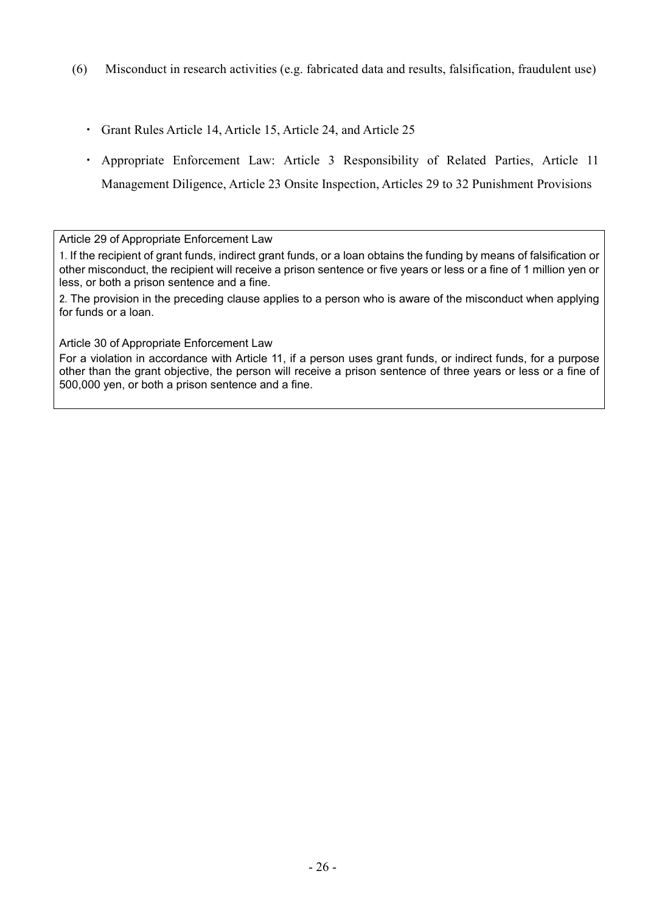(6) Misconduct in research activities (e.g. fabricated data and results, falsification, fraudulent use)

- Grant Rules Article 14, Article 15, Article 24, and Article 25
- Appropriate Enforcement Law: Article 3 Responsibility of Related Parties, Article 11 Management Diligence, Article 23 Onsite Inspection, Articles 29 to 32 Punishment Provisions

> Article 29 of Appropriate Enforcement Law
>
> 1. If the recipient of grant funds, indirect grant funds, or a loan obtains the funding by means of falsification or other misconduct, the recipient will receive a prison sentence or five years or less or a fine of 1 million yen or less, or both a prison sentence and a fine.
>
> 2. The provision in the preceding clause applies to a person who is aware of the misconduct when applying for funds or a loan.
>
> Article 30 of Appropriate Enforcement Law
>
> For a violation in accordance with Article 11, if a person uses grant funds, or indirect funds, for a purpose other than the grant objective, the person will receive a prison sentence of three years or less or a fine of 500,000 yen, or both a prison sentence and a fine.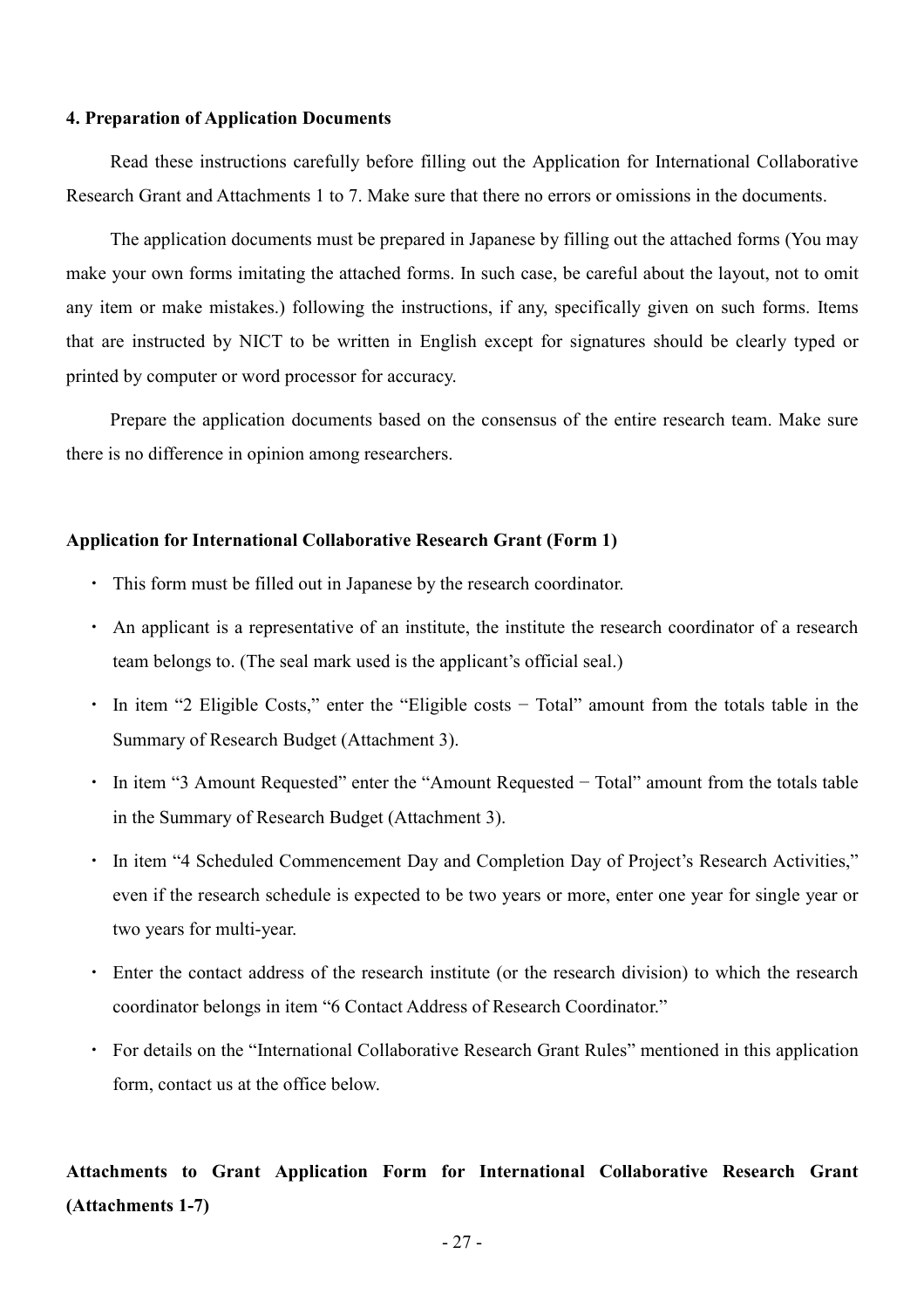### 4. Preparation of Application Documents

Read these instructions carefully before filling out the Application for International Collaborative Research Grant and Attachments 1 to 7. Make sure that there no errors or omissions in the documents.

The application documents must be prepared in Japanese by filling out the attached forms (You may make your own forms imitating the attached forms. In such case, be careful about the layout, not to omit any item or make mistakes.) following the instructions, if any, specifically given on such forms. Items that are instructed by NICT to be written in English except for signatures should be clearly typed or printed by computer or word processor for accuracy.

Prepare the application documents based on the consensus of the entire research team. Make sure there is no difference in opinion among researchers.

### Application for International Collaborative Research Grant (Form 1)

- This form must be filled out in Japanese by the research coordinator.
- An applicant is a representative of an institute, the institute the research coordinator of a research team belongs to. (The seal mark used is the applicant's official seal.)
- In item "2 Eligible Costs," enter the "Eligible costs − Total" amount from the totals table in the Summary of Research Budget (Attachment 3).
- In item "3 Amount Requested" enter the "Amount Requested − Total" amount from the totals table in the Summary of Research Budget (Attachment 3).
- In item "4 Scheduled Commencement Day and Completion Day of Project's Research Activities," even if the research schedule is expected to be two years or more, enter one year for single year or two years for multi-year.
- Enter the contact address of the research institute (or the research division) to which the research coordinator belongs in item "6 Contact Address of Research Coordinator."
- For details on the "International Collaborative Research Grant Rules" mentioned in this application form, contact us at the office below.

### Attachments to Grant Application Form for International Collaborative Research Grant (Attachments 1-7)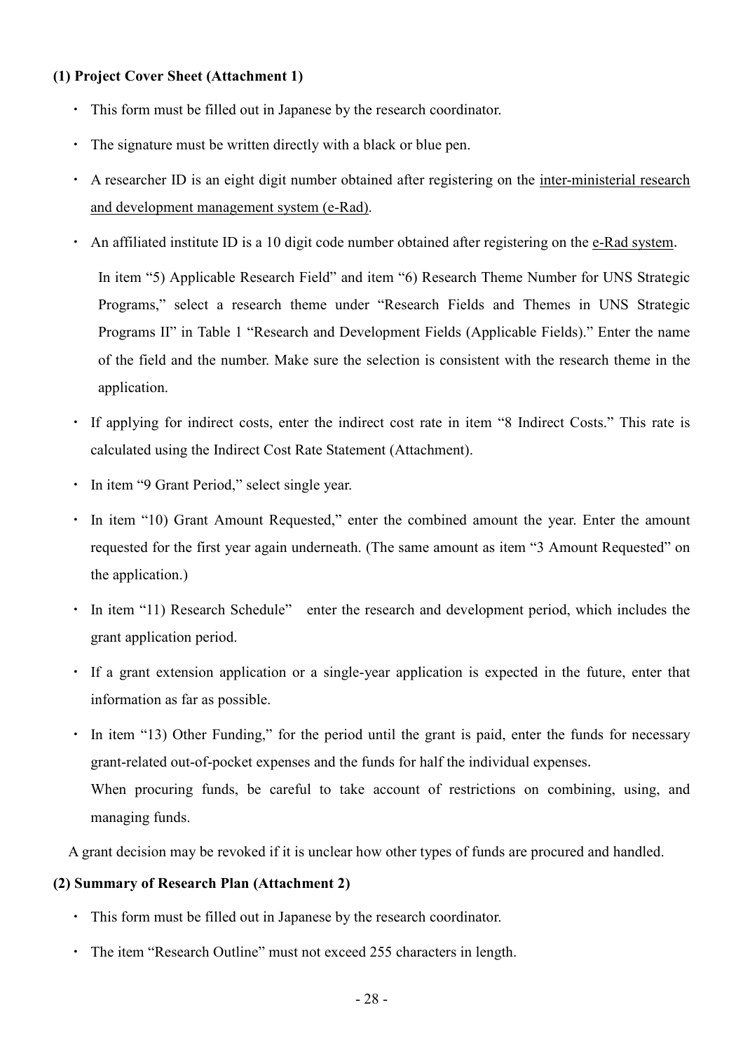**(1) Project Cover Sheet (Attachment 1)**

- This form must be filled out in Japanese by the research coordinator.
- The signature must be written directly with a black or blue pen.
- A researcher ID is an eight digit number obtained after registering on the inter-ministerial research and development management system (e-Rad).
- An affiliated institute ID is a 10 digit code number obtained after registering on the e-Rad system.

  In item "5) Applicable Research Field" and item "6) Research Theme Number for UNS Strategic Programs," select a research theme under "Research Fields and Themes in UNS Strategic Programs II" in Table 1 "Research and Development Fields (Applicable Fields)." Enter the name of the field and the number. Make sure the selection is consistent with the research theme in the application.

- If applying for indirect costs, enter the indirect cost rate in item "8 Indirect Costs." This rate is calculated using the Indirect Cost Rate Statement (Attachment).
- In item "9 Grant Period," select single year.
- In item "10) Grant Amount Requested," enter the combined amount the year. Enter the amount requested for the first year again underneath. (The same amount as item "3 Amount Requested" on the application.)
- In item "11) Research Schedule" enter the research and development period, which includes the grant application period.
- If a grant extension application or a single-year application is expected in the future, enter that information as far as possible.
- In item "13) Other Funding," for the period until the grant is paid, enter the funds for necessary grant-related out-of-pocket expenses and the funds for half the individual expenses.
  When procuring funds, be careful to take account of restrictions on combining, using, and managing funds.

A grant decision may be revoked if it is unclear how other types of funds are procured and handled.

**(2) Summary of Research Plan (Attachment 2)**

- This form must be filled out in Japanese by the research coordinator.
- The item "Research Outline" must not exceed 255 characters in length.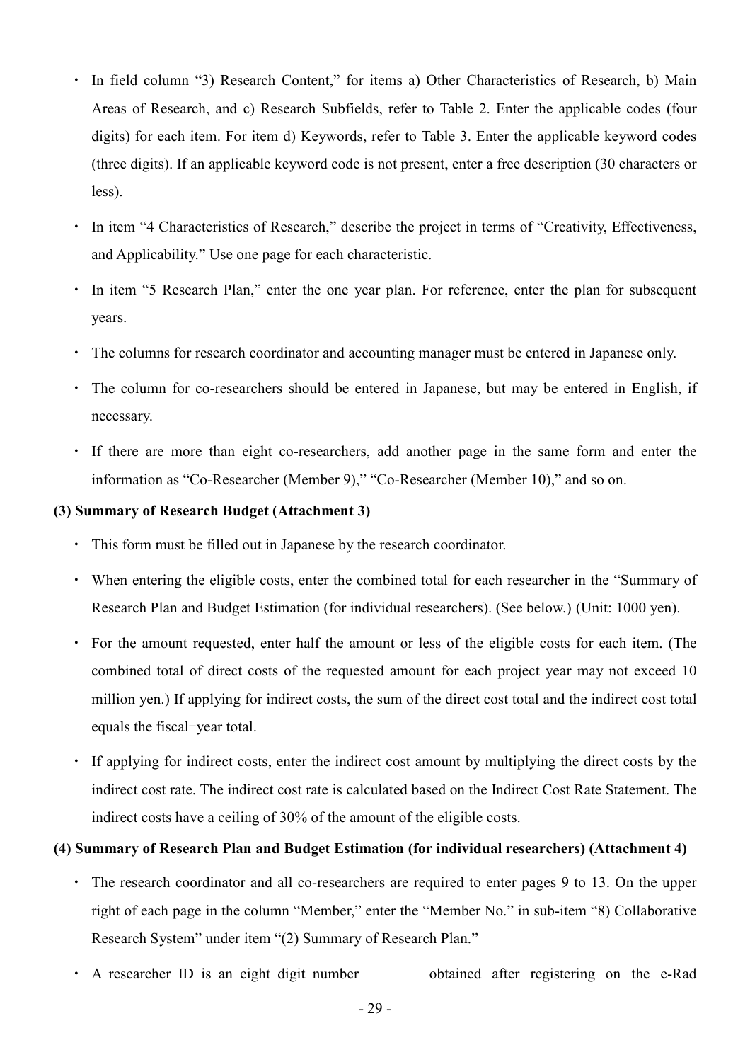- In field column "3) Research Content," for items a) Other Characteristics of Research, b) Main Areas of Research, and c) Research Subfields, refer to Table 2. Enter the applicable codes (four digits) for each item. For item d) Keywords, refer to Table 3. Enter the applicable keyword codes (three digits). If an applicable keyword code is not present, enter a free description (30 characters or less).
- In item "4 Characteristics of Research," describe the project in terms of "Creativity, Effectiveness, and Applicability." Use one page for each characteristic.
- In item "5 Research Plan," enter the one year plan. For reference, enter the plan for subsequent years.
- The columns for research coordinator and accounting manager must be entered in Japanese only.
- The column for co-researchers should be entered in Japanese, but may be entered in English, if necessary.
- If there are more than eight co-researchers, add another page in the same form and enter the information as "Co-Researcher (Member 9)," "Co-Researcher (Member 10)," and so on.

**(3) Summary of Research Budget (Attachment 3)**

- This form must be filled out in Japanese by the research coordinator.
- When entering the eligible costs, enter the combined total for each researcher in the "Summary of Research Plan and Budget Estimation (for individual researchers). (See below.) (Unit: 1000 yen).
- For the amount requested, enter half the amount or less of the eligible costs for each item. (The combined total of direct costs of the requested amount for each project year may not exceed 10 million yen.) If applying for indirect costs, the sum of the direct cost total and the indirect cost total equals the fiscal−year total.
- If applying for indirect costs, enter the indirect cost amount by multiplying the direct costs by the indirect cost rate. The indirect cost rate is calculated based on the Indirect Cost Rate Statement. The indirect costs have a ceiling of 30% of the amount of the eligible costs.

**(4) Summary of Research Plan and Budget Estimation (for individual researchers) (Attachment 4)**

- The research coordinator and all co-researchers are required to enter pages 9 to 13. On the upper right of each page in the column "Member," enter the "Member No." in sub-item "8) Collaborative Research System" under item "(2) Summary of Research Plan."
- A researcher ID is an eight digit number obtained after registering on the e-Rad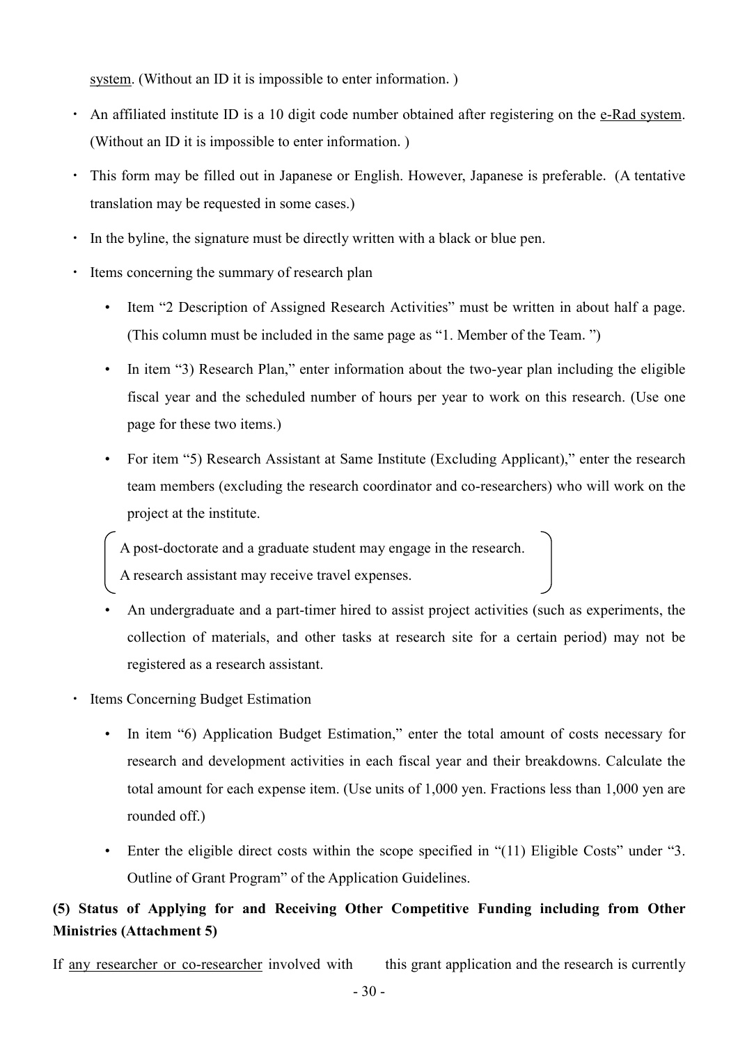system. (Without an ID it is impossible to enter information. )

- An affiliated institute ID is a 10 digit code number obtained after registering on the e-Rad system. (Without an ID it is impossible to enter information. )
- This form may be filled out in Japanese or English. However, Japanese is preferable. (A tentative translation may be requested in some cases.)
- In the byline, the signature must be directly written with a black or blue pen.
- Items concerning the summary of research plan
  - Item "2 Description of Assigned Research Activities" must be written in about half a page. (This column must be included in the same page as "1. Member of the Team. ")
  - In item "3) Research Plan," enter information about the two-year plan including the eligible fiscal year and the scheduled number of hours per year to work on this research. (Use one page for these two items.)
  - For item "5) Research Assistant at Same Institute (Excluding Applicant)," enter the research team members (excluding the research coordinator and co-researchers) who will work on the project at the institute.

    (A post-doctorate and a graduate student may engage in the research.
    A research assistant may receive travel expenses.)

  - An undergraduate and a part-timer hired to assist project activities (such as experiments, the collection of materials, and other tasks at research site for a certain period) may not be registered as a research assistant.
- Items Concerning Budget Estimation
  - In item "6) Application Budget Estimation," enter the total amount of costs necessary for research and development activities in each fiscal year and their breakdowns. Calculate the total amount for each expense item. (Use units of 1,000 yen. Fractions less than 1,000 yen are rounded off.)
  - Enter the eligible direct costs within the scope specified in "(11) Eligible Costs" under "3. Outline of Grant Program" of the Application Guidelines.

**(5) Status of Applying for and Receiving Other Competitive Funding including from Other Ministries (Attachment 5)**

If any researcher or co-researcher involved with this grant application and the research is currently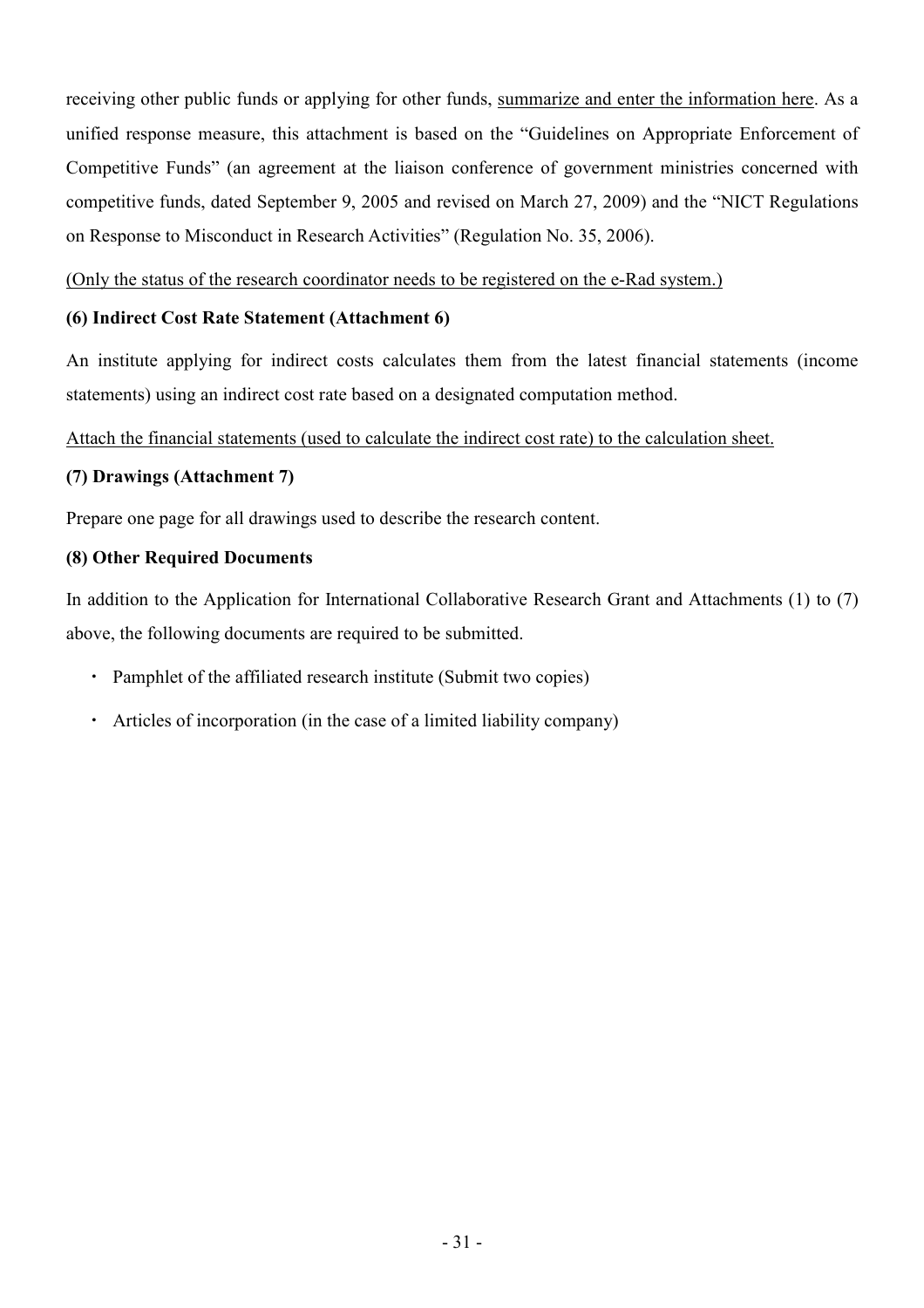receiving other public funds or applying for other funds, summarize and enter the information here. As a unified response measure, this attachment is based on the "Guidelines on Appropriate Enforcement of Competitive Funds" (an agreement at the liaison conference of government ministries concerned with competitive funds, dated September 9, 2005 and revised on March 27, 2009) and the "NICT Regulations on Response to Misconduct in Research Activities" (Regulation No. 35, 2006).

(Only the status of the research coordinator needs to be registered on the e-Rad system.)

**(6) Indirect Cost Rate Statement (Attachment 6)**

An institute applying for indirect costs calculates them from the latest financial statements (income statements) using an indirect cost rate based on a designated computation method.

Attach the financial statements (used to calculate the indirect cost rate) to the calculation sheet.

**(7) Drawings (Attachment 7)**

Prepare one page for all drawings used to describe the research content.

**(8) Other Required Documents**

In addition to the Application for International Collaborative Research Grant and Attachments (1) to (7) above, the following documents are required to be submitted.

- Pamphlet of the affiliated research institute (Submit two copies)
- Articles of incorporation (in the case of a limited liability company)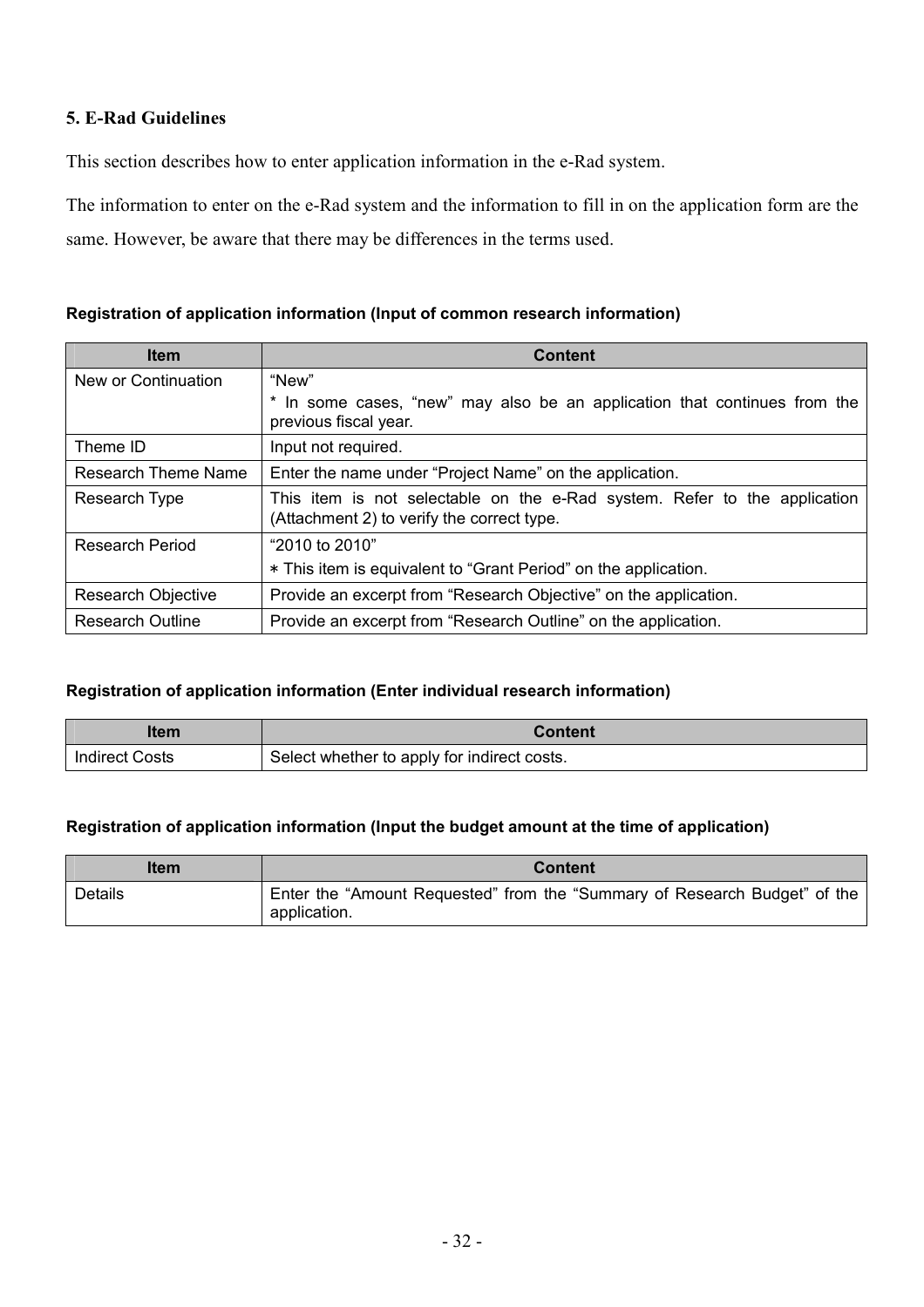## 5. E-Rad Guidelines

This section describes how to enter application information in the e-Rad system.

The information to enter on the e-Rad system and the information to fill in on the application form are the same. However, be aware that there may be differences in the terms used.

### Registration of application information (Input of common research information)

| Item | Content |
| --- | --- |
| New or Continuation | "New"<br>* In some cases, "new" may also be an application that continues from the previous fiscal year. |
| Theme ID | Input not required. |
| Research Theme Name | Enter the name under "Project Name" on the application. |
| Research Type | This item is not selectable on the e-Rad system. Refer to the application (Attachment 2) to verify the correct type. |
| Research Period | "2010 to 2010"<br>∗ This item is equivalent to "Grant Period" on the application. |
| Research Objective | Provide an excerpt from "Research Objective" on the application. |
| Research Outline | Provide an excerpt from "Research Outline" on the application. |

### Registration of application information (Enter individual research information)

| Item | Content |
| --- | --- |
| Indirect Costs | Select whether to apply for indirect costs. |

### Registration of application information (Input the budget amount at the time of application)

| Item | Content |
| --- | --- |
| Details | Enter the "Amount Requested" from the "Summary of Research Budget" of the application. |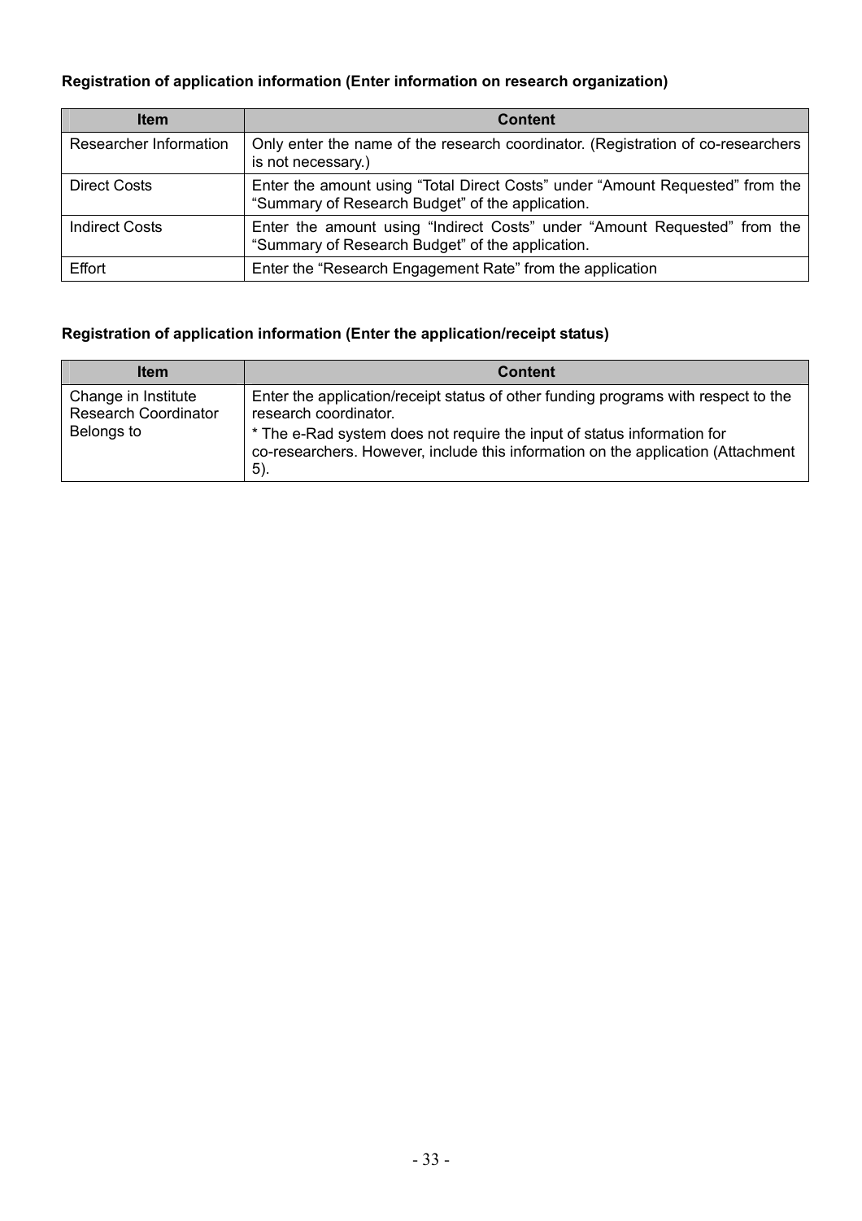**Registration of application information (Enter information on research organization)**

| Item | Content |
|---|---|
| Researcher Information | Only enter the name of the research coordinator. (Registration of co-researchers is not necessary.) |
| Direct Costs | Enter the amount using "Total Direct Costs" under "Amount Requested" from the "Summary of Research Budget" of the application. |
| Indirect Costs | Enter the amount using "Indirect Costs" under "Amount Requested" from the "Summary of Research Budget" of the application. |
| Effort | Enter the "Research Engagement Rate" from the application |

**Registration of application information (Enter the application/receipt status)**

| Item | Content |
|---|---|
| Change in Institute Research Coordinator Belongs to | Enter the application/receipt status of other funding programs with respect to the research coordinator.<br>* The e-Rad system does not require the input of status information for co-researchers. However, include this information on the application (Attachment 5). |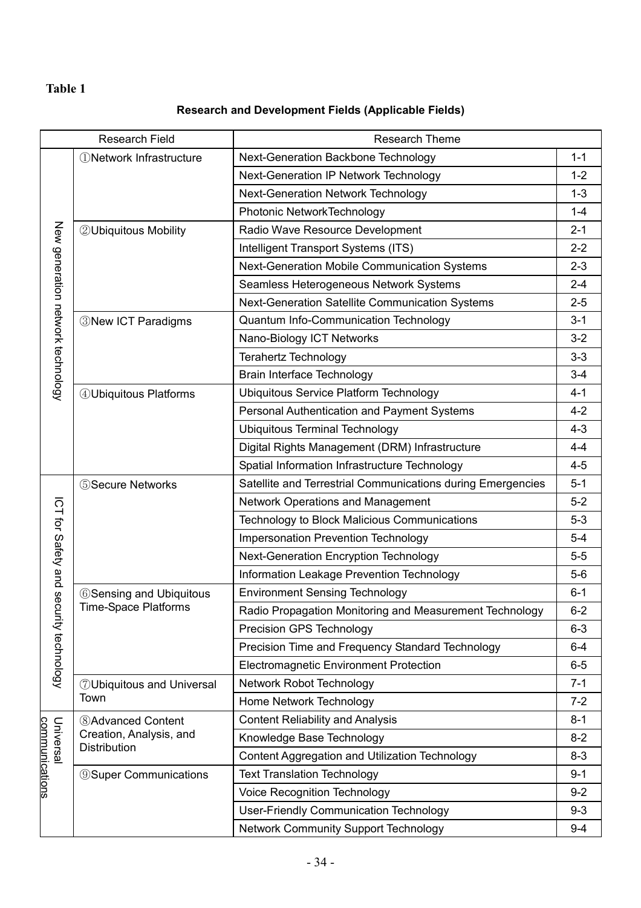**Table 1**

**Research and Development Fields (Applicable Fields)**

| Research Field | | Research Theme | |
|---|---|---|---|
| New generation network technology | ①Network Infrastructure | Next-Generation Backbone Technology | 1-1 |
| | | Next-Generation IP Network Technology | 1-2 |
| | | Next-Generation Network Technology | 1-3 |
| | | Photonic NetworkTechnology | 1-4 |
| | ②Ubiquitous Mobility | Radio Wave Resource Development | 2-1 |
| | | Intelligent Transport Systems (ITS) | 2-2 |
| | | Next-Generation Mobile Communication Systems | 2-3 |
| | | Seamless Heterogeneous Network Systems | 2-4 |
| | | Next-Generation Satellite Communication Systems | 2-5 |
| | ③New ICT Paradigms | Quantum Info-Communication Technology | 3-1 |
| | | Nano-Biology ICT Networks | 3-2 |
| | | Terahertz Technology | 3-3 |
| | | Brain Interface Technology | 3-4 |
| | ④Ubiquitous Platforms | Ubiquitous Service Platform Technology | 4-1 |
| | | Personal Authentication and Payment Systems | 4-2 |
| | | Ubiquitous Terminal Technology | 4-3 |
| | | Digital Rights Management (DRM) Infrastructure | 4-4 |
| | | Spatial Information Infrastructure Technology | 4-5 |
| ICT for Safety and security technology | ⑤Secure Networks | Satellite and Terrestrial Communications during Emergencies | 5-1 |
| | | Network Operations and Management | 5-2 |
| | | Technology to Block Malicious Communications | 5-3 |
| | | Impersonation Prevention Technology | 5-4 |
| | | Next-Generation Encryption Technology | 5-5 |
| | | Information Leakage Prevention Technology | 5-6 |
| | ⑥Sensing and Ubiquitous Time-Space Platforms | Environment Sensing Technology | 6-1 |
| | | Radio Propagation Monitoring and Measurement Technology | 6-2 |
| | | Precision GPS Technology | 6-3 |
| | | Precision Time and Frequency Standard Technology | 6-4 |
| | | Electromagnetic Environment Protection | 6-5 |
| | ⑦Ubiquitous and Universal Town | Network Robot Technology | 7-1 |
| | | Home Network Technology | 7-2 |
| Universal communications | ⑧Advanced Content Creation, Analysis, and Distribution | Content Reliability and Analysis | 8-1 |
| | | Knowledge Base Technology | 8-2 |
| | | Content Aggregation and Utilization Technology | 8-3 |
| | ⑨Super Communications | Text Translation Technology | 9-1 |
| | | Voice Recognition Technology | 9-2 |
| | | User-Friendly Communication Technology | 9-3 |
| | | Network Community Support Technology | 9-4 |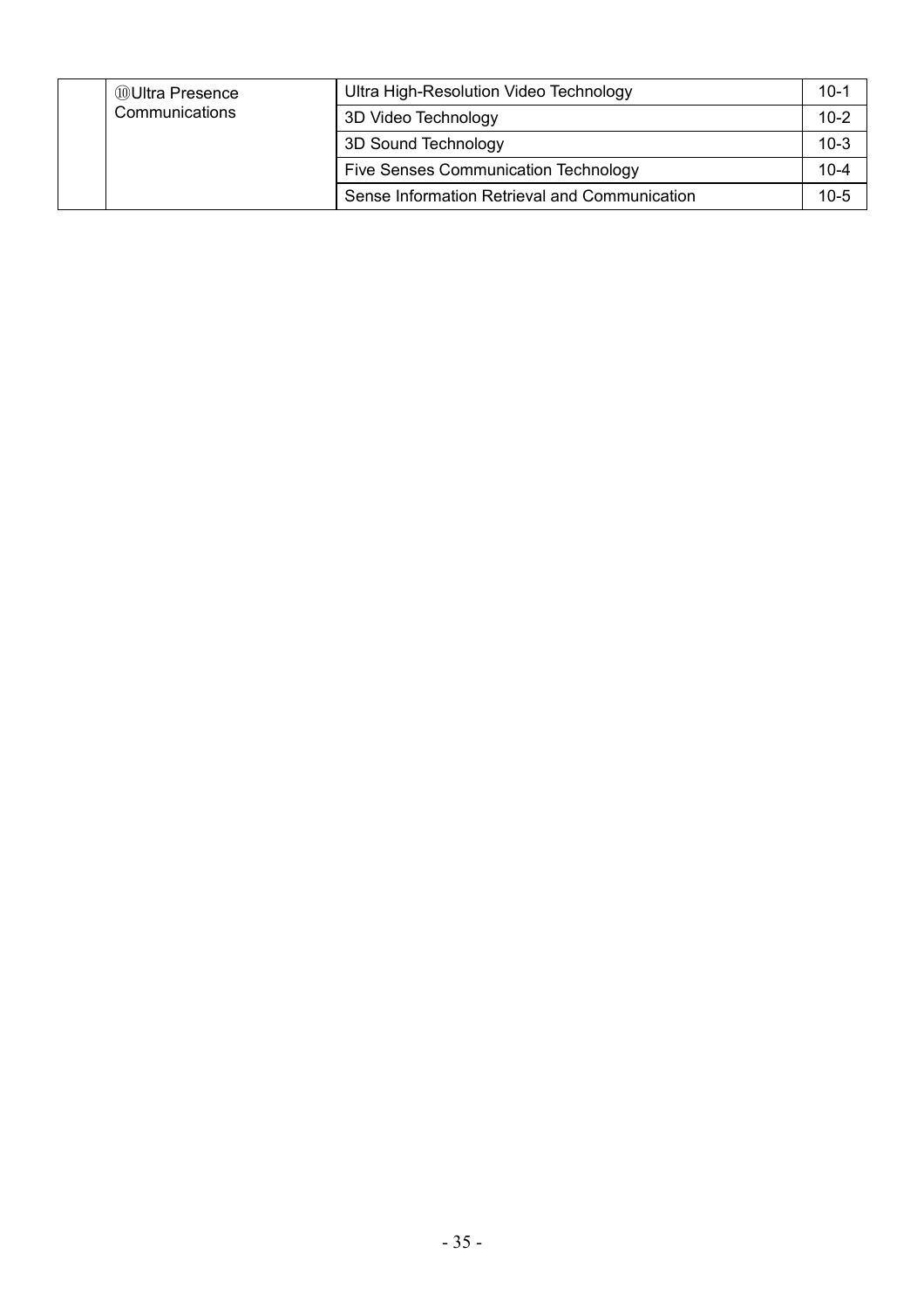| | | | |
|---|---|---|---|
| | ⑩Ultra Presence Communications | Ultra High-Resolution Video Technology | 10-1 |
| | | 3D Video Technology | 10-2 |
| | | 3D Sound Technology | 10-3 |
| | | Five Senses Communication Technology | 10-4 |
| | | Sense Information Retrieval and Communication | 10-5 |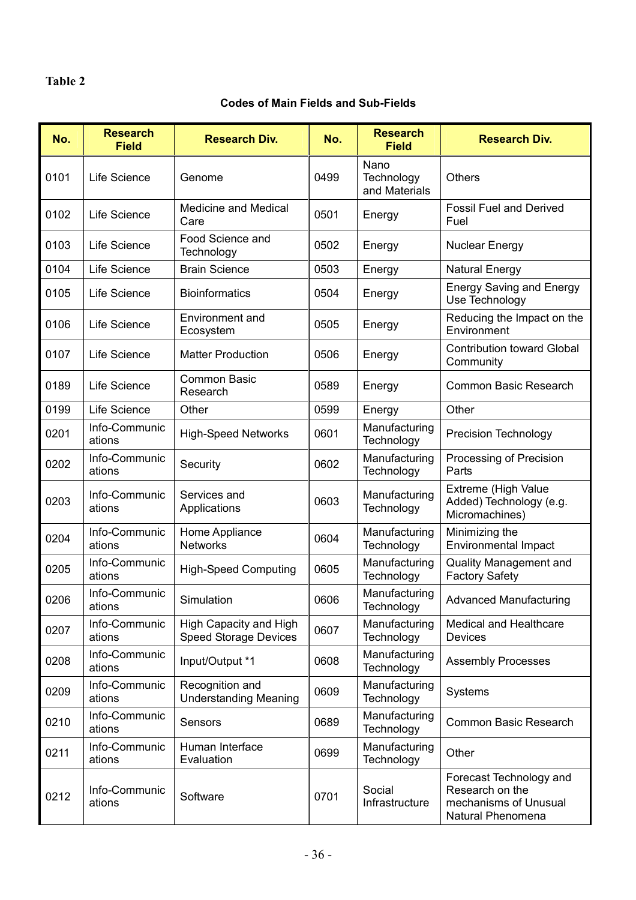**Table 2**

**Codes of Main Fields and Sub-Fields**

| No. | Research Field | Research Div. | No. | Research Field | Research Div. |
|---|---|---|---|---|---|
| 0101 | Life Science | Genome | 0499 | Nano Technology and Materials | Others |
| 0102 | Life Science | Medicine and Medical Care | 0501 | Energy | Fossil Fuel and Derived Fuel |
| 0103 | Life Science | Food Science and Technology | 0502 | Energy | Nuclear Energy |
| 0104 | Life Science | Brain Science | 0503 | Energy | Natural Energy |
| 0105 | Life Science | Bioinformatics | 0504 | Energy | Energy Saving and Energy Use Technology |
| 0106 | Life Science | Environment and Ecosystem | 0505 | Energy | Reducing the Impact on the Environment |
| 0107 | Life Science | Matter Production | 0506 | Energy | Contribution toward Global Community |
| 0189 | Life Science | Common Basic Research | 0589 | Energy | Common Basic Research |
| 0199 | Life Science | Other | 0599 | Energy | Other |
| 0201 | Info-Communications | High-Speed Networks | 0601 | Manufacturing Technology | Precision Technology |
| 0202 | Info-Communications | Security | 0602 | Manufacturing Technology | Processing of Precision Parts |
| 0203 | Info-Communications | Services and Applications | 0603 | Manufacturing Technology | Extreme (High Value Added) Technology (e.g. Micromachines) |
| 0204 | Info-Communications | Home Appliance Networks | 0604 | Manufacturing Technology | Minimizing the Environmental Impact |
| 0205 | Info-Communications | High-Speed Computing | 0605 | Manufacturing Technology | Quality Management and Factory Safety |
| 0206 | Info-Communications | Simulation | 0606 | Manufacturing Technology | Advanced Manufacturing |
| 0207 | Info-Communications | High Capacity and High Speed Storage Devices | 0607 | Manufacturing Technology | Medical and Healthcare Devices |
| 0208 | Info-Communications | Input/Output *1 | 0608 | Manufacturing Technology | Assembly Processes |
| 0209 | Info-Communications | Recognition and Understanding Meaning | 0609 | Manufacturing Technology | Systems |
| 0210 | Info-Communications | Sensors | 0689 | Manufacturing Technology | Common Basic Research |
| 0211 | Info-Communications | Human Interface Evaluation | 0699 | Manufacturing Technology | Other |
| 0212 | Info-Communications | Software | 0701 | Social Infrastructure | Forecast Technology and Research on the mechanisms of Unusual Natural Phenomena |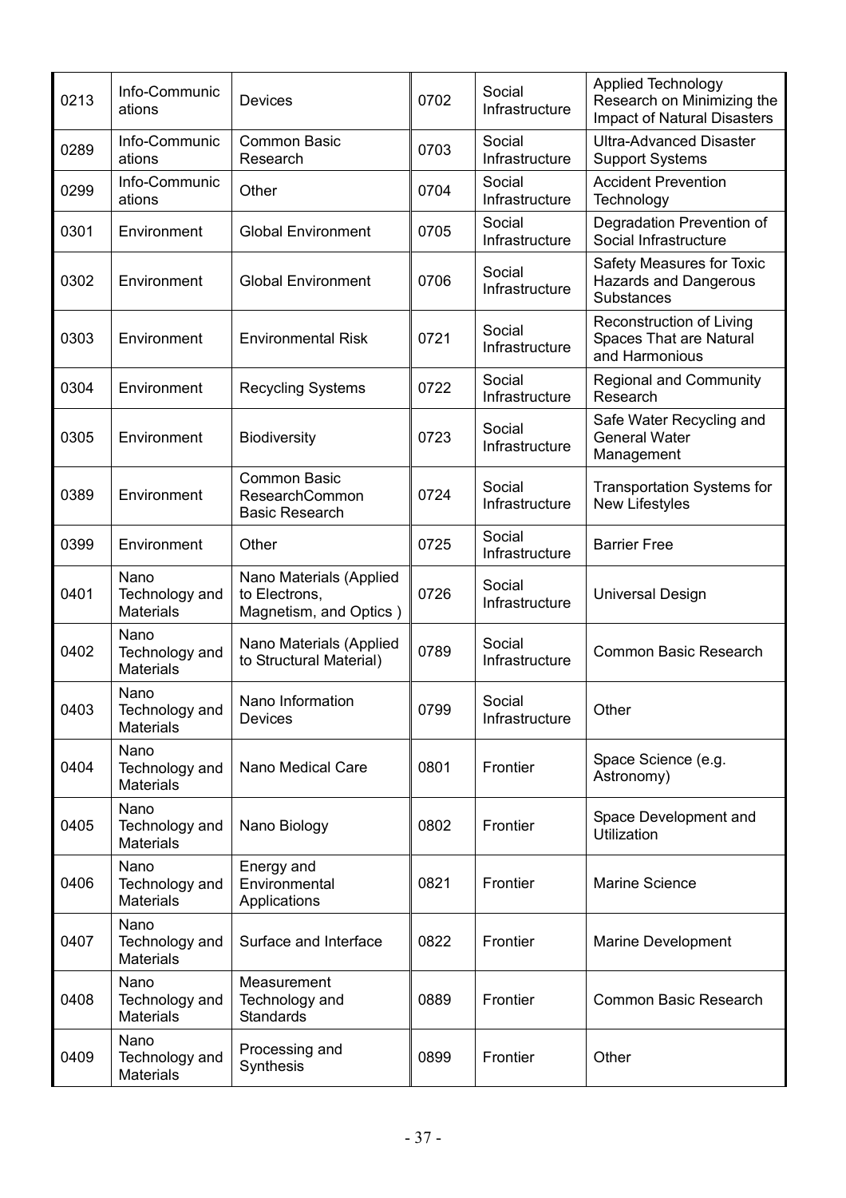| 0213 | Info-Communications | Devices | 0702 | Social Infrastructure | Applied Technology Research on Minimizing the Impact of Natural Disasters |
|---|---|---|---|---|---|
| 0289 | Info-Communications | Common Basic Research | 0703 | Social Infrastructure | Ultra-Advanced Disaster Support Systems |
| 0299 | Info-Communications | Other | 0704 | Social Infrastructure | Accident Prevention Technology |
| 0301 | Environment | Global Environment | 0705 | Social Infrastructure | Degradation Prevention of Social Infrastructure |
| 0302 | Environment | Global Environment | 0706 | Social Infrastructure | Safety Measures for Toxic Hazards and Dangerous Substances |
| 0303 | Environment | Environmental Risk | 0721 | Social Infrastructure | Reconstruction of Living Spaces That are Natural and Harmonious |
| 0304 | Environment | Recycling Systems | 0722 | Social Infrastructure | Regional and Community Research |
| 0305 | Environment | Biodiversity | 0723 | Social Infrastructure | Safe Water Recycling and General Water Management |
| 0389 | Environment | Common Basic ResearchCommon Basic Research | 0724 | Social Infrastructure | Transportation Systems for New Lifestyles |
| 0399 | Environment | Other | 0725 | Social Infrastructure | Barrier Free |
| 0401 | Nano Technology and Materials | Nano Materials (Applied to Electrons, Magnetism, and Optics ) | 0726 | Social Infrastructure | Universal Design |
| 0402 | Nano Technology and Materials | Nano Materials (Applied to Structural Material) | 0789 | Social Infrastructure | Common Basic Research |
| 0403 | Nano Technology and Materials | Nano Information Devices | 0799 | Social Infrastructure | Other |
| 0404 | Nano Technology and Materials | Nano Medical Care | 0801 | Frontier | Space Science (e.g. Astronomy) |
| 0405 | Nano Technology and Materials | Nano Biology | 0802 | Frontier | Space Development and Utilization |
| 0406 | Nano Technology and Materials | Energy and Environmental Applications | 0821 | Frontier | Marine Science |
| 0407 | Nano Technology and Materials | Surface and Interface | 0822 | Frontier | Marine Development |
| 0408 | Nano Technology and Materials | Measurement Technology and Standards | 0889 | Frontier | Common Basic Research |
| 0409 | Nano Technology and Materials | Processing and Synthesis | 0899 | Frontier | Other |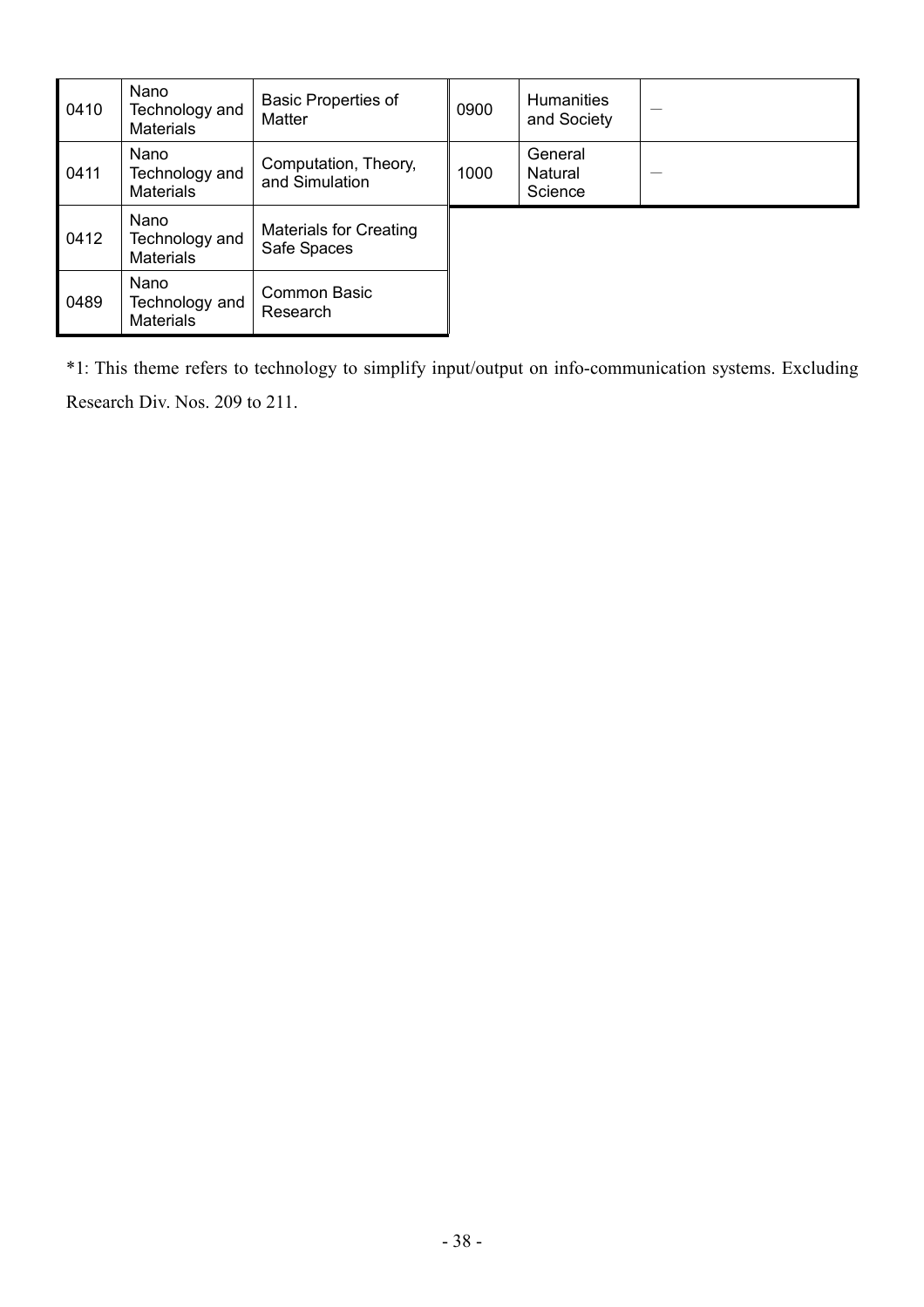| 0410 | Nano Technology and Materials | Basic Properties of Matter | 0900 | Humanities and Society | — |
|---|---|---|---|---|---|
| 0411 | Nano Technology and Materials | Computation, Theory, and Simulation | 1000 | General Natural Science | — |
| 0412 | Nano Technology and Materials | Materials for Creating Safe Spaces | | | |
| 0489 | Nano Technology and Materials | Common Basic Research | | | |

*1: This theme refers to technology to simplify input/output on info-communication systems. Excluding Research Div. Nos. 209 to 211.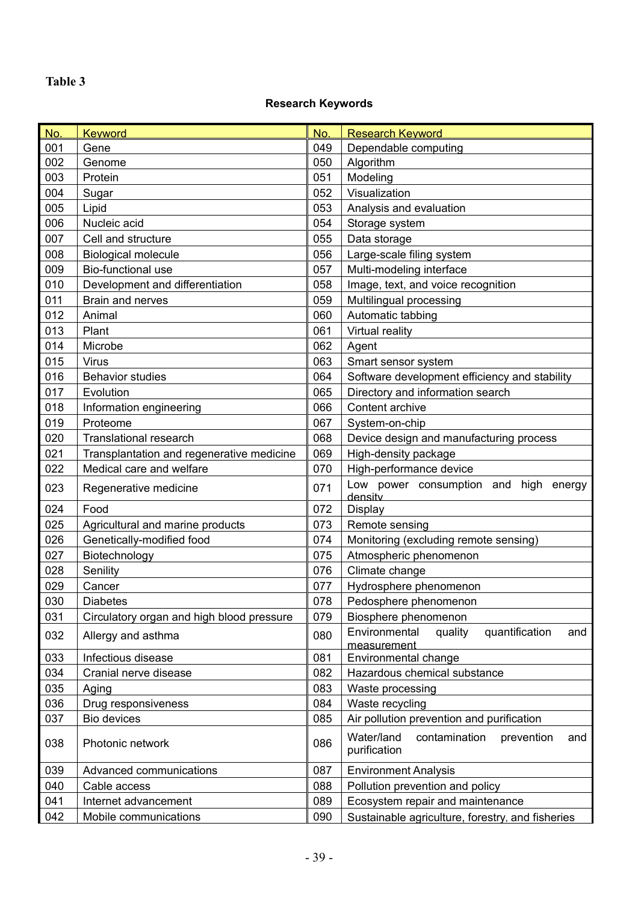**Table 3**

**Research Keywords**

| No. | Keyword | No. | Research Keyword |
|---|---|---|---|
| 001 | Gene | 049 | Dependable computing |
| 002 | Genome | 050 | Algorithm |
| 003 | Protein | 051 | Modeling |
| 004 | Sugar | 052 | Visualization |
| 005 | Lipid | 053 | Analysis and evaluation |
| 006 | Nucleic acid | 054 | Storage system |
| 007 | Cell and structure | 055 | Data storage |
| 008 | Biological molecule | 056 | Large-scale filing system |
| 009 | Bio-functional use | 057 | Multi-modeling interface |
| 010 | Development and differentiation | 058 | Image, text, and voice recognition |
| 011 | Brain and nerves | 059 | Multilingual processing |
| 012 | Animal | 060 | Automatic tabbing |
| 013 | Plant | 061 | Virtual reality |
| 014 | Microbe | 062 | Agent |
| 015 | Virus | 063 | Smart sensor system |
| 016 | Behavior studies | 064 | Software development efficiency and stability |
| 017 | Evolution | 065 | Directory and information search |
| 018 | Information engineering | 066 | Content archive |
| 019 | Proteome | 067 | System-on-chip |
| 020 | Translational research | 068 | Device design and manufacturing process |
| 021 | Transplantation and regenerative medicine | 069 | High-density package |
| 022 | Medical care and welfare | 070 | High-performance device |
| 023 | Regenerative medicine | 071 | Low power consumption and high energy density |
| 024 | Food | 072 | Display |
| 025 | Agricultural and marine products | 073 | Remote sensing |
| 026 | Genetically-modified food | 074 | Monitoring (excluding remote sensing) |
| 027 | Biotechnology | 075 | Atmospheric phenomenon |
| 028 | Senility | 076 | Climate change |
| 029 | Cancer | 077 | Hydrosphere phenomenon |
| 030 | Diabetes | 078 | Pedosphere phenomenon |
| 031 | Circulatory organ and high blood pressure | 079 | Biosphere phenomenon |
| 032 | Allergy and asthma | 080 | Environmental quality quantification and measurement |
| 033 | Infectious disease | 081 | Environmental change |
| 034 | Cranial nerve disease | 082 | Hazardous chemical substance |
| 035 | Aging | 083 | Waste processing |
| 036 | Drug responsiveness | 084 | Waste recycling |
| 037 | Bio devices | 085 | Air pollution prevention and purification |
| 038 | Photonic network | 086 | Water/land contamination prevention and purification |
| 039 | Advanced communications | 087 | Environment Analysis |
| 040 | Cable access | 088 | Pollution prevention and policy |
| 041 | Internet advancement | 089 | Ecosystem repair and maintenance |
| 042 | Mobile communications | 090 | Sustainable agriculture, forestry, and fisheries |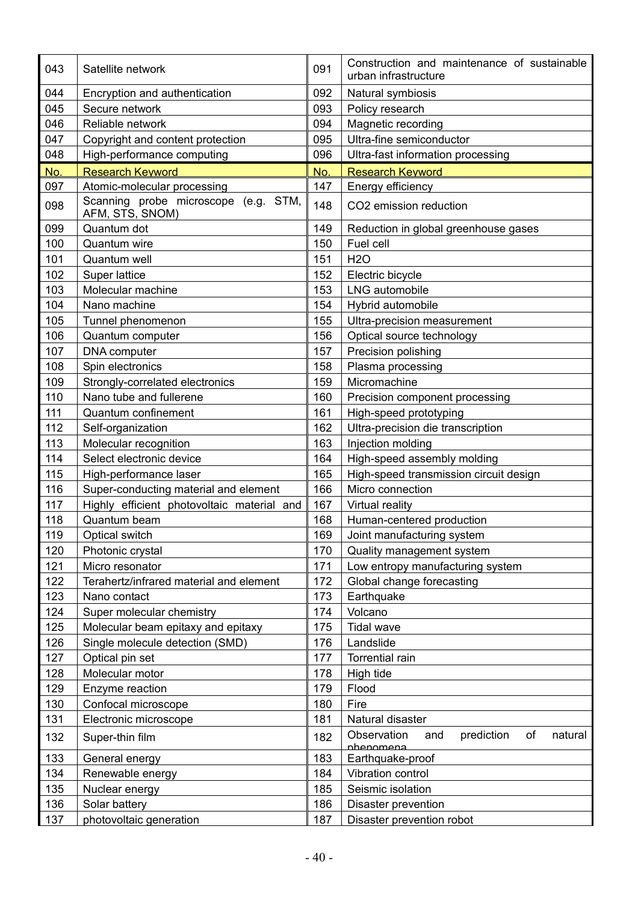| No. | Research Keyword | No. | Research Keyword |
|---|---|---|---|
| 043 | Satellite network | 091 | Construction and maintenance of sustainable urban infrastructure |
| 044 | Encryption and authentication | 092 | Natural symbiosis |
| 045 | Secure network | 093 | Policy research |
| 046 | Reliable network | 094 | Magnetic recording |
| 047 | Copyright and content protection | 095 | Ultra-fine semiconductor |
| 048 | High-performance computing | 096 | Ultra-fast information processing |

| No. | Research Keyword | No. | Research Keyword |
|---|---|---|---|
| 097 | Atomic-molecular processing | 147 | Energy efficiency |
| 098 | Scanning probe microscope (e.g. STM, AFM, STS, SNOM) | 148 | $CO_2$ emission reduction |
| 099 | Quantum dot | 149 | Reduction in global greenhouse gases |
| 100 | Quantum wire | 150 | Fuel cell |
| 101 | Quantum well | 151 | $H_2O$ |
| 102 | Super lattice | 152 | Electric bicycle |
| 103 | Molecular machine | 153 | LNG automobile |
| 104 | Nano machine | 154 | Hybrid automobile |
| 105 | Tunnel phenomenon | 155 | Ultra-precision measurement |
| 106 | Quantum computer | 156 | Optical source technology |
| 107 | DNA computer | 157 | Precision polishing |
| 108 | Spin electronics | 158 | Plasma processing |
| 109 | Strongly-correlated electronics | 159 | Micromachine |
| 110 | Nano tube and fullerene | 160 | Precision component processing |
| 111 | Quantum confinement | 161 | High-speed prototyping |
| 112 | Self-organization | 162 | Ultra-precision die transcription |
| 113 | Molecular recognition | 163 | Injection molding |
| 114 | Select electronic device | 164 | High-speed assembly molding |
| 115 | High-performance laser | 165 | High-speed transmission circuit design |
| 116 | Super-conducting material and element | 166 | Micro connection |
| 117 | Highly efficient photovoltaic material and | 167 | Virtual reality |
| 118 | Quantum beam | 168 | Human-centered production |
| 119 | Optical switch | 169 | Joint manufacturing system |
| 120 | Photonic crystal | 170 | Quality management system |
| 121 | Micro resonator | 171 | Low entropy manufacturing system |
| 122 | Terahertz/infrared material and element | 172 | Global change forecasting |
| 123 | Nano contact | 173 | Earthquake |
| 124 | Super molecular chemistry | 174 | Volcano |
| 125 | Molecular beam epitaxy and epitaxy | 175 | Tidal wave |
| 126 | Single molecule detection (SMD) | 176 | Landslide |
| 127 | Optical pin set | 177 | Torrential rain |
| 128 | Molecular motor | 178 | High tide |
| 129 | Enzyme reaction | 179 | Flood |
| 130 | Confocal microscope | 180 | Fire |
| 131 | Electronic microscope | 181 | Natural disaster |
| 132 | Super-thin film | 182 | Observation and prediction of natural phenomena |
| 133 | General energy | 183 | Earthquake-proof |
| 134 | Renewable energy | 184 | Vibration control |
| 135 | Nuclear energy | 185 | Seismic isolation |
| 136 | Solar battery | 186 | Disaster prevention |
| 137 | photovoltaic generation | 187 | Disaster prevention robot |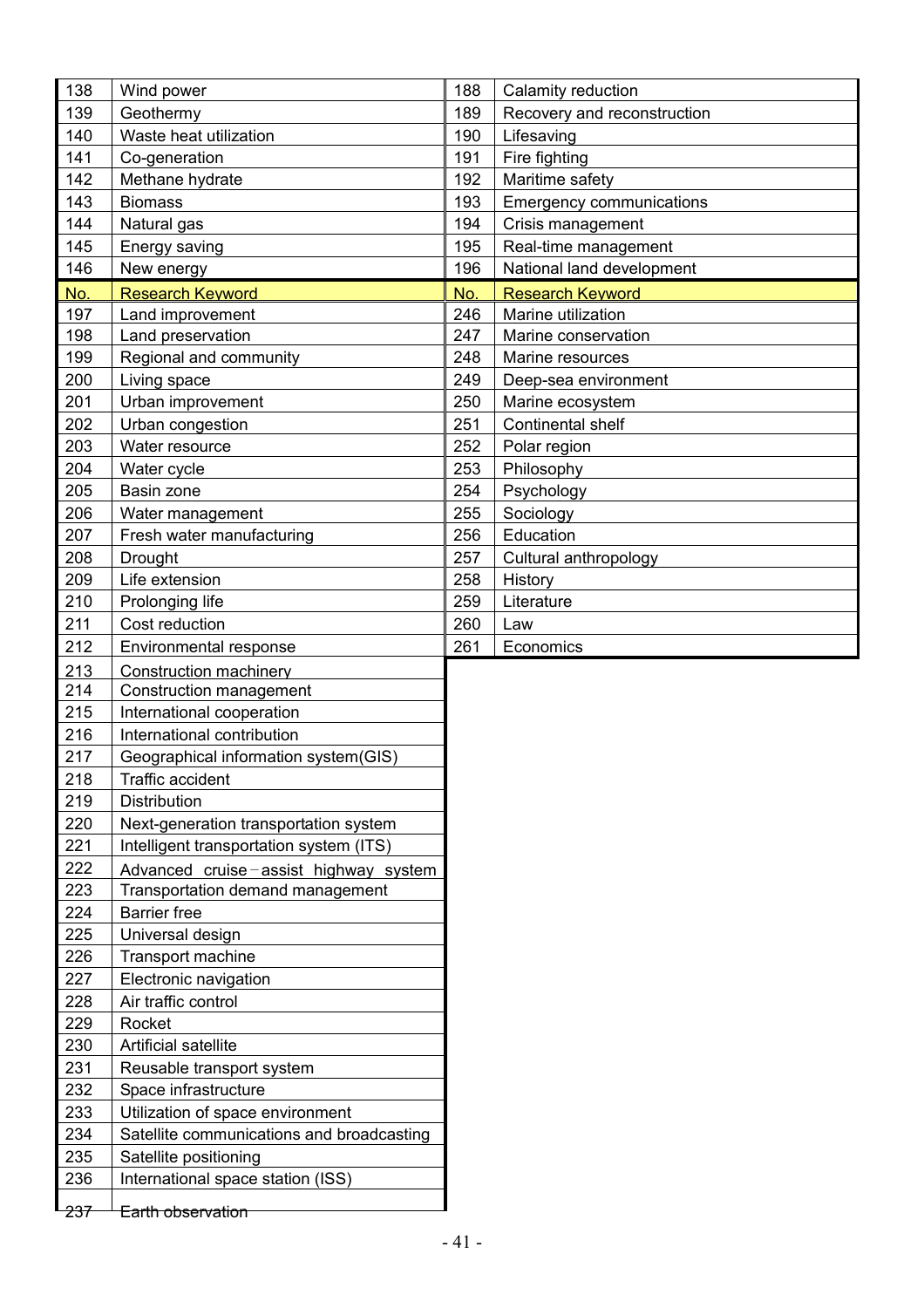| No. | Research Keyword |
|---|---|
| 138 | Wind power |
| 139 | Geothermy |
| 140 | Waste heat utilization |
| 141 | Co-generation |
| 142 | Methane hydrate |
| 143 | Biomass |
| 144 | Natural gas |
| 145 | Energy saving |
| 146 | New energy |
| 188 | Calamity reduction |
| 189 | Recovery and reconstruction |
| 190 | Lifesaving |
| 191 | Fire fighting |
| 192 | Maritime safety |
| 193 | Emergency communications |
| 194 | Crisis management |
| 195 | Real-time management |
| 196 | National land development |

| No. | Research Keyword |
|---|---|
| 197 | Land improvement |
| 198 | Land preservation |
| 199 | Regional and community |
| 200 | Living space |
| 201 | Urban improvement |
| 202 | Urban congestion |
| 203 | Water resource |
| 204 | Water cycle |
| 205 | Basin zone |
| 206 | Water management |
| 207 | Fresh water manufacturing |
| 208 | Drought |
| 209 | Life extension |
| 210 | Prolonging life |
| 211 | Cost reduction |
| 212 | Environmental response |
| 213 | Construction machinery |
| 214 | Construction management |
| 215 | International cooperation |
| 216 | International contribution |
| 217 | Geographical information system(GIS) |
| 218 | Traffic accident |
| 219 | Distribution |
| 220 | Next-generation transportation system |
| 221 | Intelligent transportation system (ITS) |
| 222 | Advanced cruise－assist highway system |
| 223 | Transportation demand management |
| 224 | Barrier free |
| 225 | Universal design |
| 226 | Transport machine |
| 227 | Electronic navigation |
| 228 | Air traffic control |
| 229 | Rocket |
| 230 | Artificial satellite |
| 231 | Reusable transport system |
| 232 | Space infrastructure |
| 233 | Utilization of space environment |
| 234 | Satellite communications and broadcasting |
| 235 | Satellite positioning |
| 236 | International space station (ISS) |
| 237 | Earth observation |
| 246 | Marine utilization |
| 247 | Marine conservation |
| 248 | Marine resources |
| 249 | Deep-sea environment |
| 250 | Marine ecosystem |
| 251 | Continental shelf |
| 252 | Polar region |
| 253 | Philosophy |
| 254 | Psychology |
| 255 | Sociology |
| 256 | Education |
| 257 | Cultural anthropology |
| 258 | History |
| 259 | Literature |
| 260 | Law |
| 261 | Economics |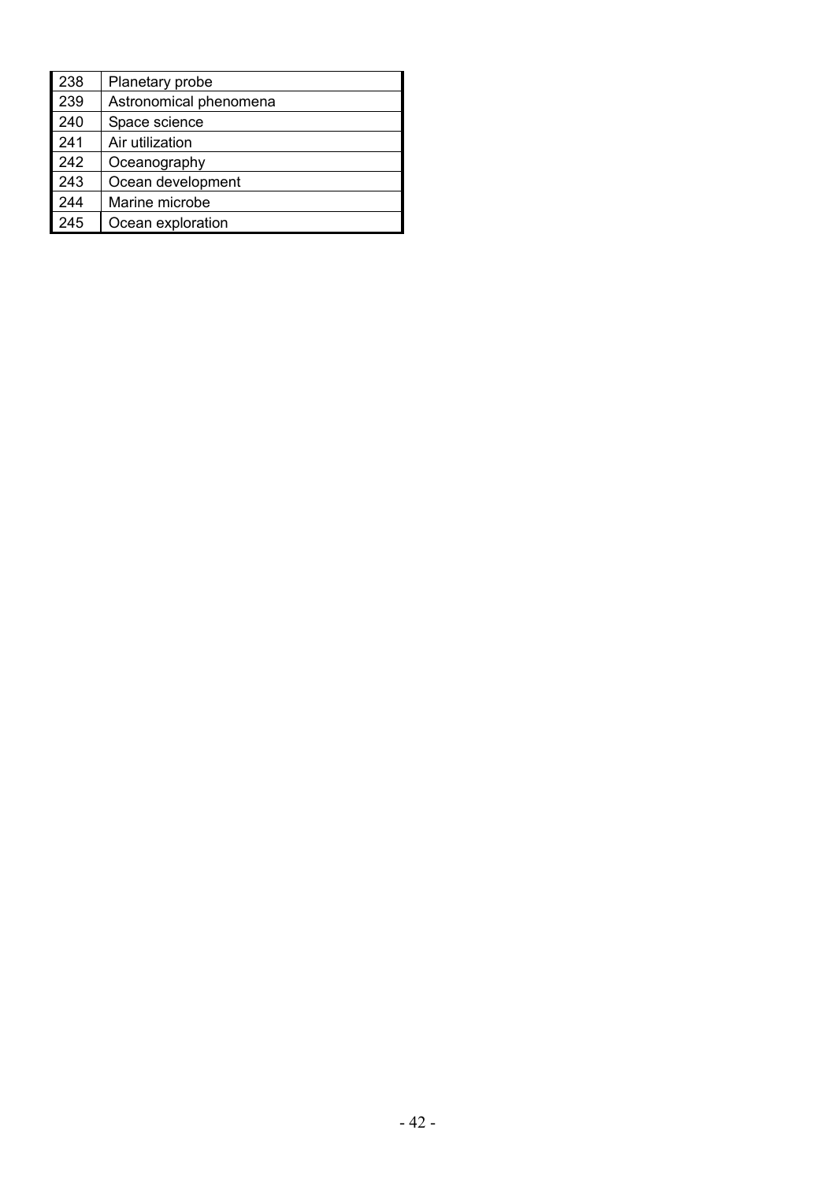| | |
|---|---|
| 238 | Planetary probe |
| 239 | Astronomical phenomena |
| 240 | Space science |
| 241 | Air utilization |
| 242 | Oceanography |
| 243 | Ocean development |
| 244 | Marine microbe |
| 245 | Ocean exploration |